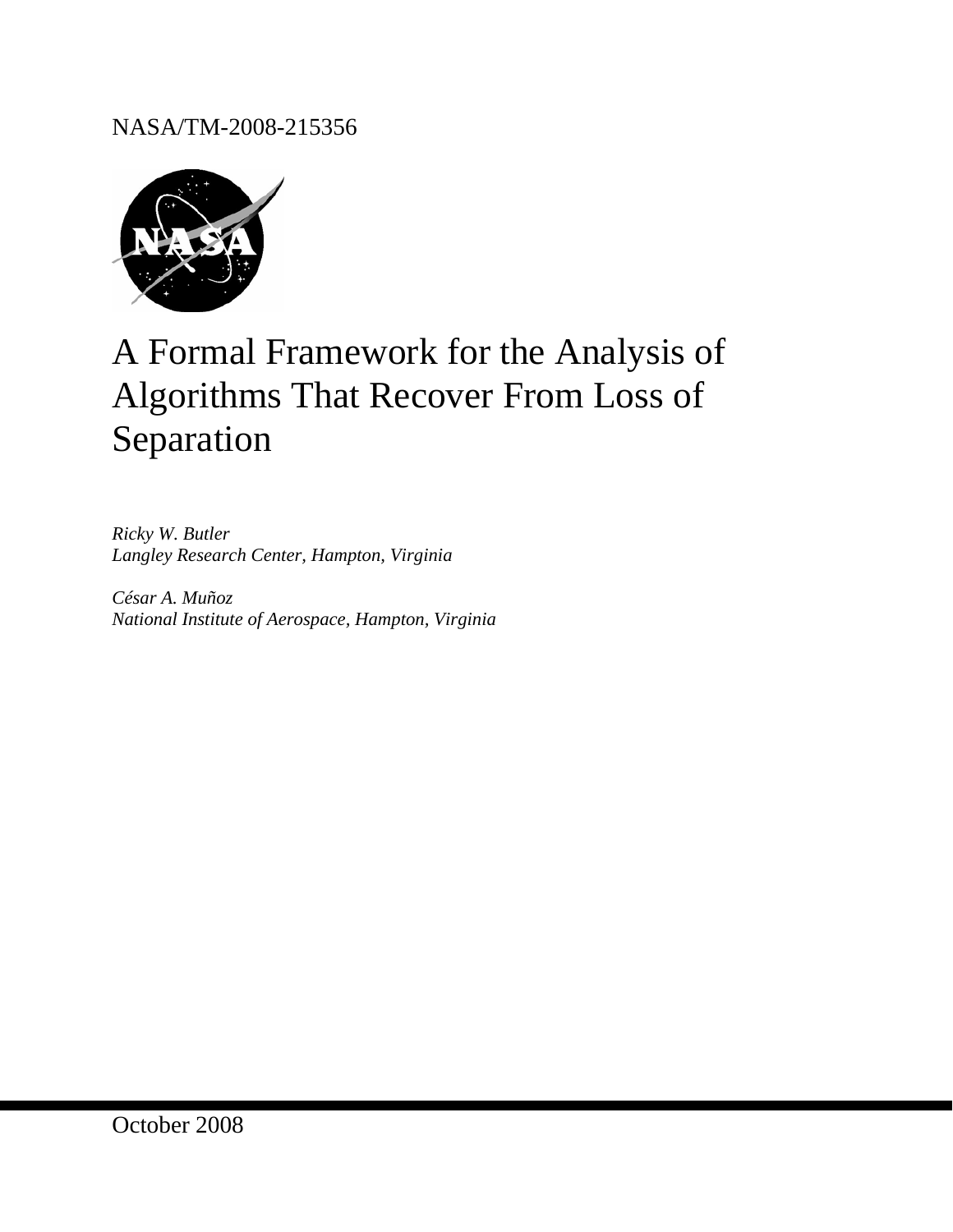NASA/TM-2008-215356

# A Formal Framework for the Analysis of Algorithms That Recover From Loss of Separation

*Ricky W. Butler*
*Langley Research Center, Hampton, Virginia*

*César A. Muñoz*
*National Institute of Aerospace, Hampton, Virginia*

October 2008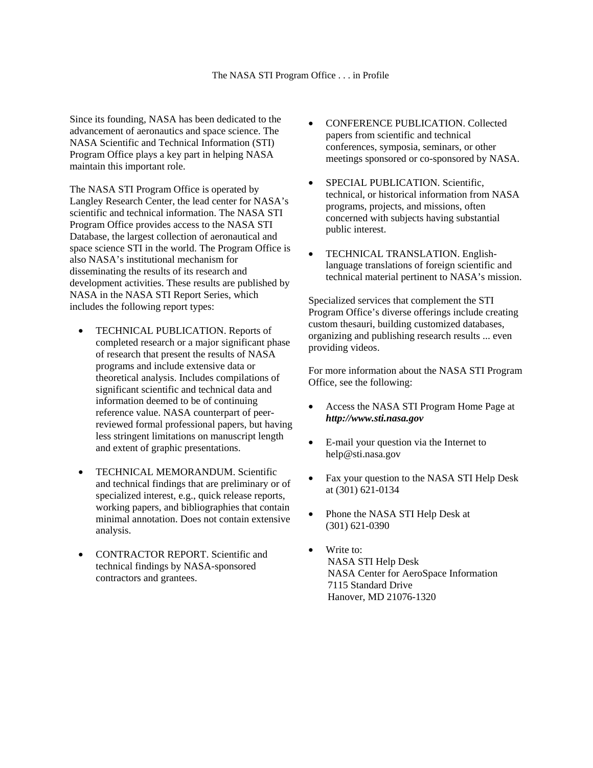# The NASA STI Program Office . . . in Profile

Since its founding, NASA has been dedicated to the advancement of aeronautics and space science. The NASA Scientific and Technical Information (STI) Program Office plays a key part in helping NASA maintain this important role.

The NASA STI Program Office is operated by Langley Research Center, the lead center for NASA's scientific and technical information. The NASA STI Program Office provides access to the NASA STI Database, the largest collection of aeronautical and space science STI in the world. The Program Office is also NASA's institutional mechanism for disseminating the results of its research and development activities. These results are published by NASA in the NASA STI Report Series, which includes the following report types:

- TECHNICAL PUBLICATION. Reports of completed research or a major significant phase of research that present the results of NASA programs and include extensive data or theoretical analysis. Includes compilations of significant scientific and technical data and information deemed to be of continuing reference value. NASA counterpart of peer-reviewed formal professional papers, but having less stringent limitations on manuscript length and extent of graphic presentations.

- TECHNICAL MEMORANDUM. Scientific and technical findings that are preliminary or of specialized interest, e.g., quick release reports, working papers, and bibliographies that contain minimal annotation. Does not contain extensive analysis.

- CONTRACTOR REPORT. Scientific and technical findings by NASA-sponsored contractors and grantees.

- CONFERENCE PUBLICATION. Collected papers from scientific and technical conferences, symposia, seminars, or other meetings sponsored or co-sponsored by NASA.

- SPECIAL PUBLICATION. Scientific, technical, or historical information from NASA programs, projects, and missions, often concerned with subjects having substantial public interest.

- TECHNICAL TRANSLATION. English-language translations of foreign scientific and technical material pertinent to NASA's mission.

Specialized services that complement the STI Program Office's diverse offerings include creating custom thesauri, building customized databases, organizing and publishing research results ... even providing videos.

For more information about the NASA STI Program Office, see the following:

- Access the NASA STI Program Home Page at ***http://www.sti.nasa.gov***

- E-mail your question via the Internet to help@sti.nasa.gov

- Fax your question to the NASA STI Help Desk at (301) 621-0134

- Phone the NASA STI Help Desk at (301) 621-0390

- Write to:  
  NASA STI Help Desk  
  NASA Center for AeroSpace Information  
  7115 Standard Drive  
  Hanover, MD 21076-1320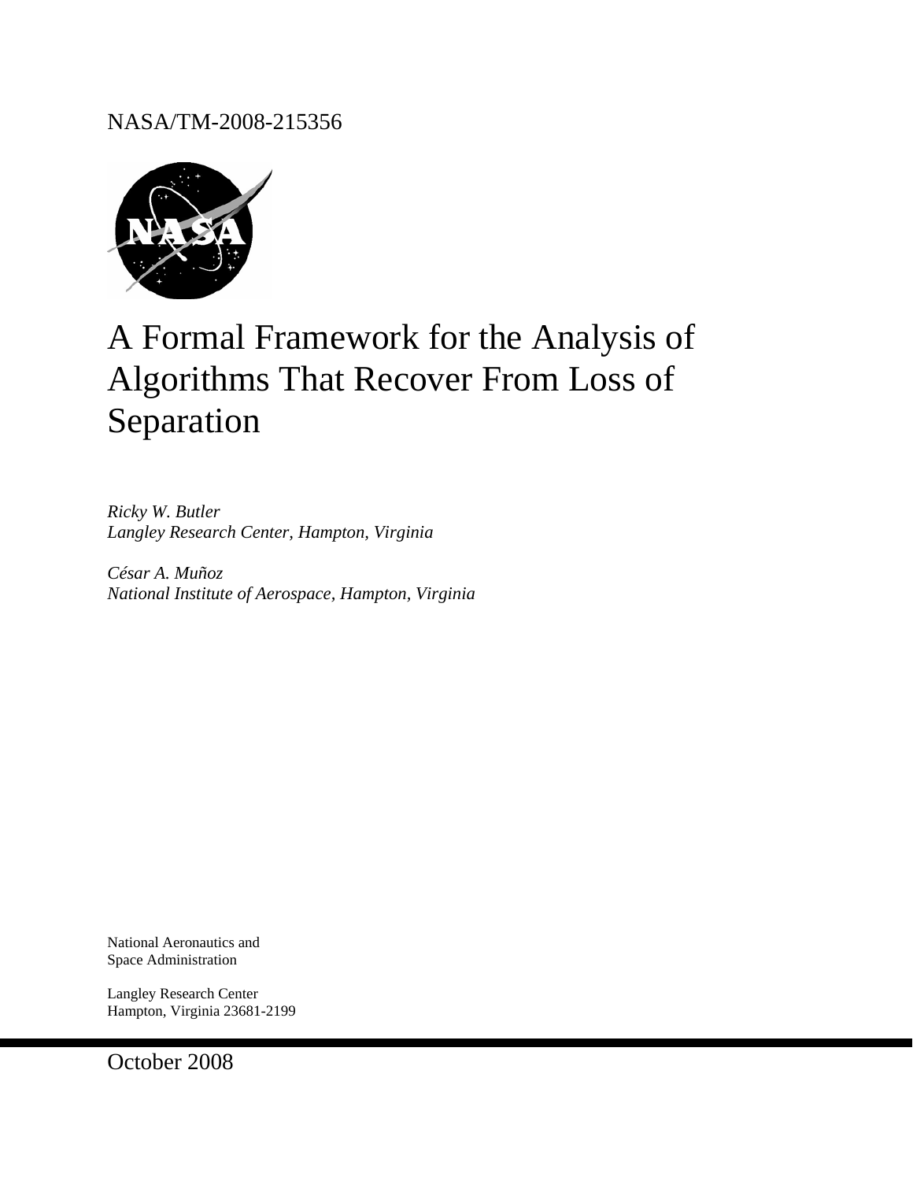NASA/TM-2008-215356

# A Formal Framework for the Analysis of Algorithms That Recover From Loss of Separation

*Ricky W. Butler*
*Langley Research Center, Hampton, Virginia*

*César A. Muñoz*
*National Institute of Aerospace, Hampton, Virginia*

National Aeronautics and
Space Administration

Langley Research Center
Hampton, Virginia 23681-2199

October 2008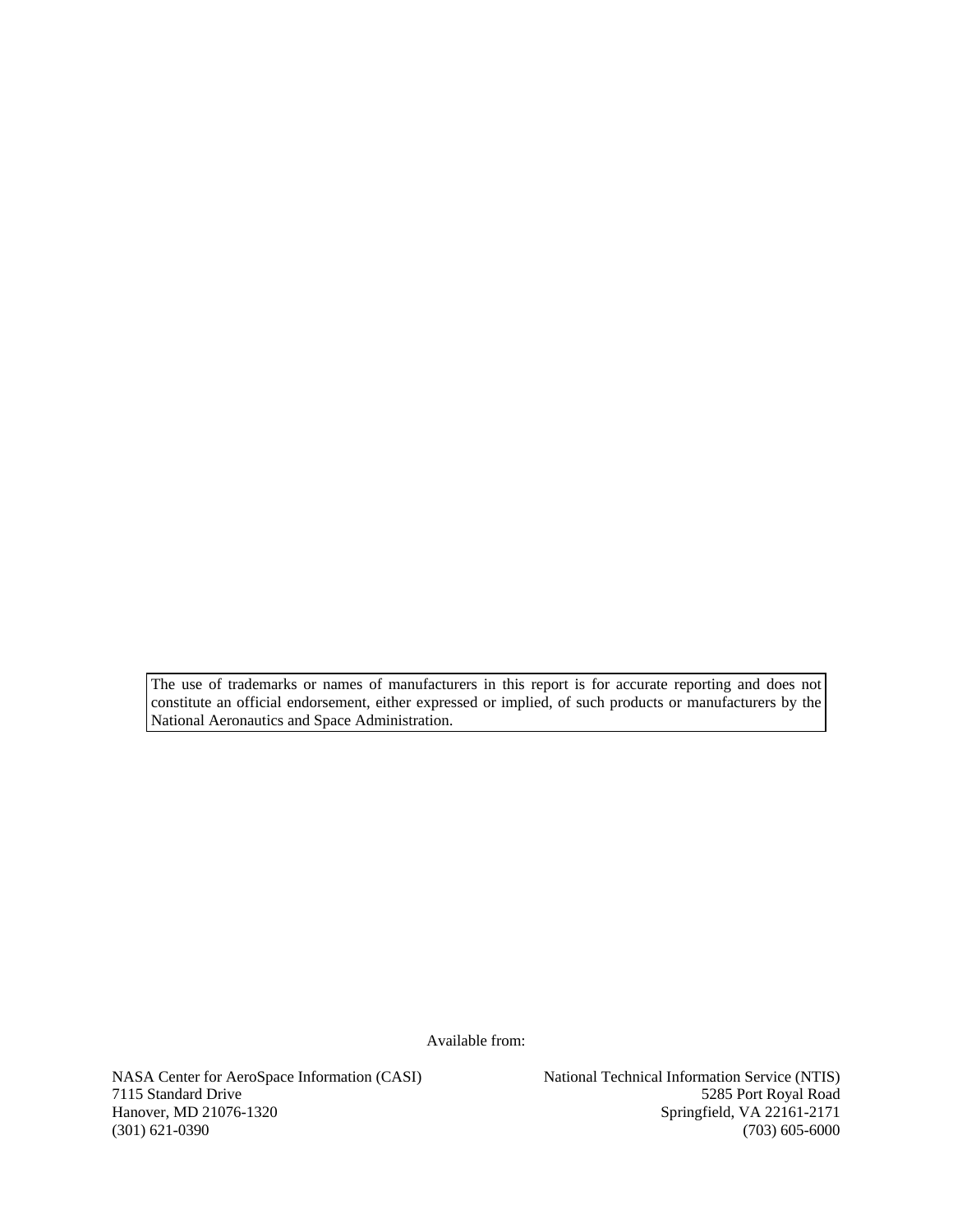The use of trademarks or names of manufacturers in this report is for accurate reporting and does not constitute an official endorsement, either expressed or implied, of such products or manufacturers by the National Aeronautics and Space Administration.

Available from:

NASA Center for AeroSpace Information (CASI)
7115 Standard Drive
Hanover, MD 21076-1320
(301) 621-0390

National Technical Information Service (NTIS)
5285 Port Royal Road
Springfield, VA 22161-2171
(703) 605-6000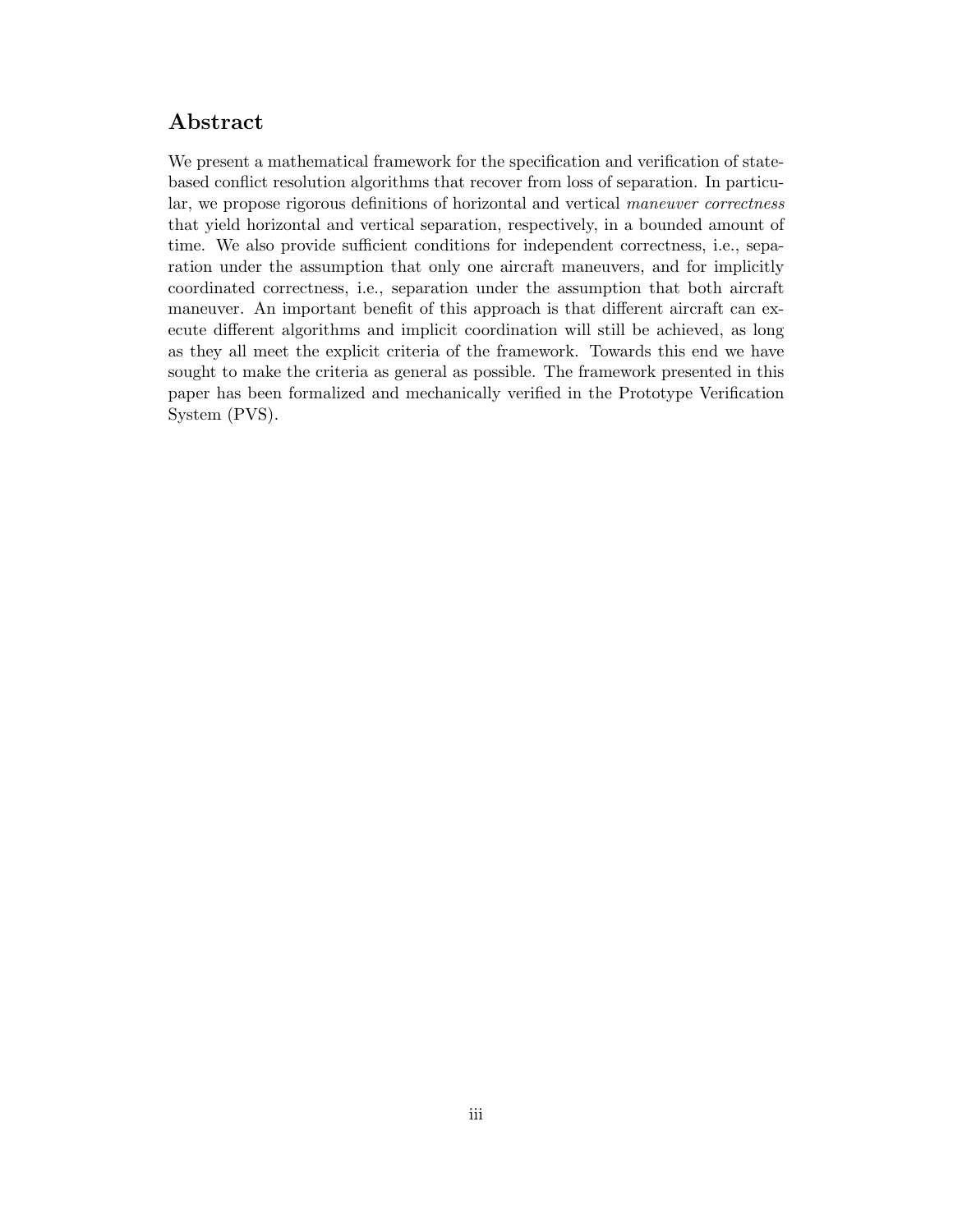## Abstract

We present a mathematical framework for the specification and verification of state-based conflict resolution algorithms that recover from loss of separation. In particular, we propose rigorous definitions of horizontal and vertical *maneuver correctness* that yield horizontal and vertical separation, respectively, in a bounded amount of time. We also provide sufficient conditions for independent correctness, i.e., separation under the assumption that only one aircraft maneuvers, and for implicitly coordinated correctness, i.e., separation under the assumption that both aircraft maneuver. An important benefit of this approach is that different aircraft can execute different algorithms and implicit coordination will still be achieved, as long as they all meet the explicit criteria of the framework. Towards this end we have sought to make the criteria as general as possible. The framework presented in this paper has been formalized and mechanically verified in the Prototype Verification System (PVS).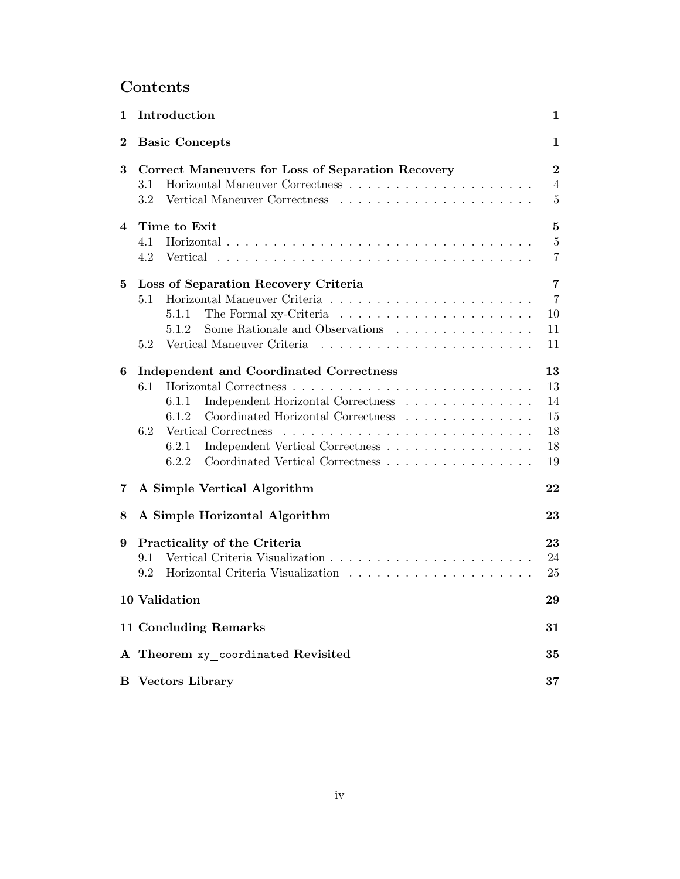# Contents

| | | |
|---|---|---|
| **1** | **Introduction** | **1** |
| **2** | **Basic Concepts** | **1** |
| **3** | **Correct Maneuvers for Loss of Separation Recovery** | **2** |
| | 3.1 Horizontal Maneuver Correctness | 4 |
| | 3.2 Vertical Maneuver Correctness | 5 |
| **4** | **Time to Exit** | **5** |
| | 4.1 Horizontal | 5 |
| | 4.2 Vertical | 7 |
| **5** | **Loss of Separation Recovery Criteria** | **7** |
| | 5.1 Horizontal Maneuver Criteria | 7 |
| | 5.1.1 The Formal xy-Criteria | 10 |
| | 5.1.2 Some Rationale and Observations | 11 |
| | 5.2 Vertical Maneuver Criteria | 11 |
| **6** | **Independent and Coordinated Correctness** | **13** |
| | 6.1 Horizontal Correctness | 13 |
| | 6.1.1 Independent Horizontal Correctness | 14 |
| | 6.1.2 Coordinated Horizontal Correctness | 15 |
| | 6.2 Vertical Correctness | 18 |
| | 6.2.1 Independent Vertical Correctness | 18 |
| | 6.2.2 Coordinated Vertical Correctness | 19 |
| **7** | **A Simple Vertical Algorithm** | **22** |
| **8** | **A Simple Horizontal Algorithm** | **23** |
| **9** | **Practicality of the Criteria** | **23** |
| | 9.1 Vertical Criteria Visualization | 24 |
| | 9.2 Horizontal Criteria Visualization | 25 |
| **10** | **Validation** | **29** |
| **11** | **Concluding Remarks** | **31** |
| **A** | **Theorem `xy_coordinated` Revisited** | **35** |
| **B** | **Vectors Library** | **37** |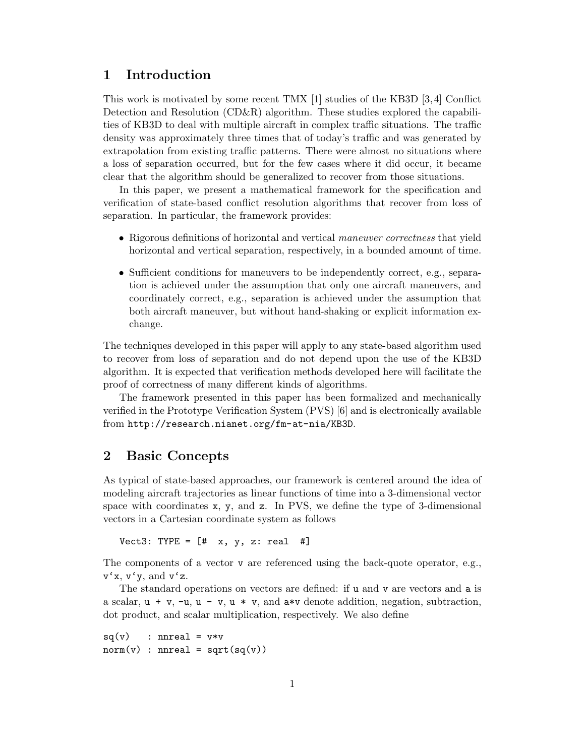## 1 Introduction

This work is motivated by some recent TMX [1] studies of the KB3D [3,4] Conflict Detection and Resolution (CD&R) algorithm. These studies explored the capabilities of KB3D to deal with multiple aircraft in complex traffic situations. The traffic density was approximately three times that of today's traffic and was generated by extrapolation from existing traffic patterns. There were almost no situations where a loss of separation occurred, but for the few cases where it did occur, it became clear that the algorithm should be generalized to recover from those situations.

In this paper, we present a mathematical framework for the specification and verification of state-based conflict resolution algorithms that recover from loss of separation. In particular, the framework provides:

- Rigorous definitions of horizontal and vertical *maneuver correctness* that yield horizontal and vertical separation, respectively, in a bounded amount of time.
- Sufficient conditions for maneuvers to be independently correct, e.g., separation is achieved under the assumption that only one aircraft maneuvers, and coordinately correct, e.g., separation is achieved under the assumption that both aircraft maneuver, but without hand-shaking or explicit information exchange.

The techniques developed in this paper will apply to any state-based algorithm used to recover from loss of separation and do not depend upon the use of the KB3D algorithm. It is expected that verification methods developed here will facilitate the proof of correctness of many different kinds of algorithms.

The framework presented in this paper has been formalized and mechanically verified in the Prototype Verification System (PVS) [6] and is electronically available from `http://research.nianet.org/fm-at-nia/KB3D`.

## 2 Basic Concepts

As typical of state-based approaches, our framework is centered around the idea of modeling aircraft trajectories as linear functions of time into a 3-dimensional vector space with coordinates `x`, `y`, and `z`. In PVS, we define the type of 3-dimensional vectors in a Cartesian coordinate system as follows

```
Vect3: TYPE = [#  x, y, z: real  #]
```

The components of a vector `v` are referenced using the back-quote operator, e.g., `` v`x ``, `` v`y ``, and `` v`z ``.

The standard operations on vectors are defined: if `u` and `v` are vectors and `a` is a scalar, `u + v`, `-u`, `u - v`, `u * v`, and `a*v` denote addition, negation, subtraction, dot product, and scalar multiplication, respectively. We also define

```
sq(v)   : nnreal = v*v
norm(v) : nnreal = sqrt(sq(v))
```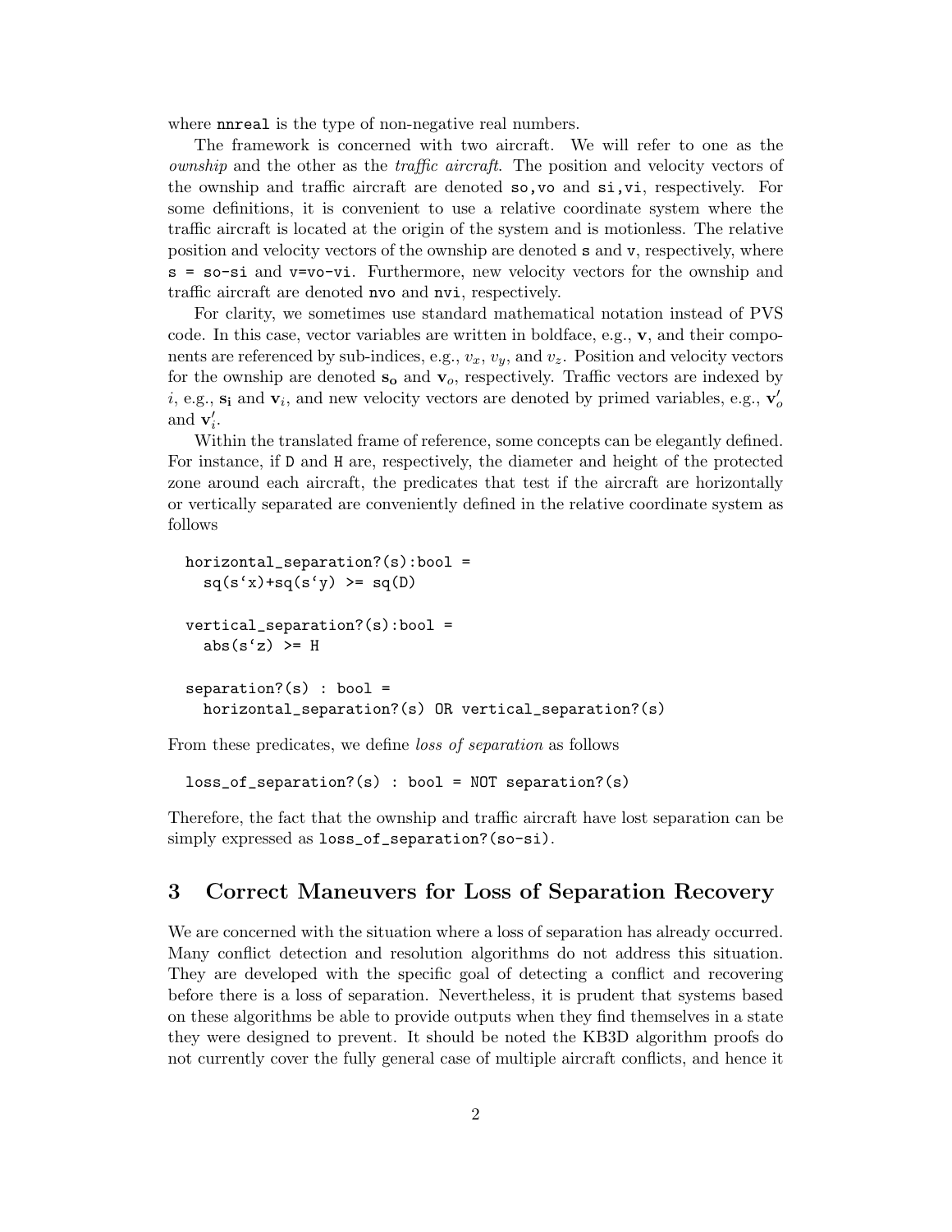where `nnreal` is the type of non-negative real numbers.

The framework is concerned with two aircraft. We will refer to one as the *ownship* and the other as the *traffic aircraft*. The position and velocity vectors of the ownship and traffic aircraft are denoted `so,vo` and `si,vi`, respectively. For some definitions, it is convenient to use a relative coordinate system where the traffic aircraft is located at the origin of the system and is motionless. The relative position and velocity vectors of the ownship are denoted `s` and `v`, respectively, where `s = so-si` and `v=vo-vi`. Furthermore, new velocity vectors for the ownship and traffic aircraft are denoted `nvo` and `nvi`, respectively.

For clarity, we sometimes use standard mathematical notation instead of PVS code. In this case, vector variables are written in boldface, e.g., $\mathbf{v}$, and their components are referenced by sub-indices, e.g., $v_x$, $v_y$, and $v_z$. Position and velocity vectors for the ownship are denoted $\mathbf{s_o}$ and $\mathbf{v}_o$, respectively. Traffic vectors are indexed by $i$, e.g., $\mathbf{s_i}$ and $\mathbf{v}_i$, and new velocity vectors are denoted by primed variables, e.g., $\mathbf{v}'_o$ and $\mathbf{v}'_i$.

Within the translated frame of reference, some concepts can be elegantly defined. For instance, if `D` and `H` are, respectively, the diameter and height of the protected zone around each aircraft, the predicates that test if the aircraft are horizontally or vertically separated are conveniently defined in the relative coordinate system as follows

```
horizontal_separation?(s):bool =
  sq(s`x)+sq(s`y) >= sq(D)

vertical_separation?(s):bool =
  abs(s`z) >= H

separation?(s) : bool =
  horizontal_separation?(s) OR vertical_separation?(s)
```

From these predicates, we define *loss of separation* as follows

```
loss_of_separation?(s) : bool = NOT separation?(s)
```

Therefore, the fact that the ownship and traffic aircraft have lost separation can be simply expressed as `loss_of_separation?(so-si)`.

## 3 Correct Maneuvers for Loss of Separation Recovery

We are concerned with the situation where a loss of separation has already occurred. Many conflict detection and resolution algorithms do not address this situation. They are developed with the specific goal of detecting a conflict and recovering before there is a loss of separation. Nevertheless, it is prudent that systems based on these algorithms be able to provide outputs when they find themselves in a state they were designed to prevent. It should be noted the KB3D algorithm proofs do not currently cover the fully general case of multiple aircraft conflicts, and hence it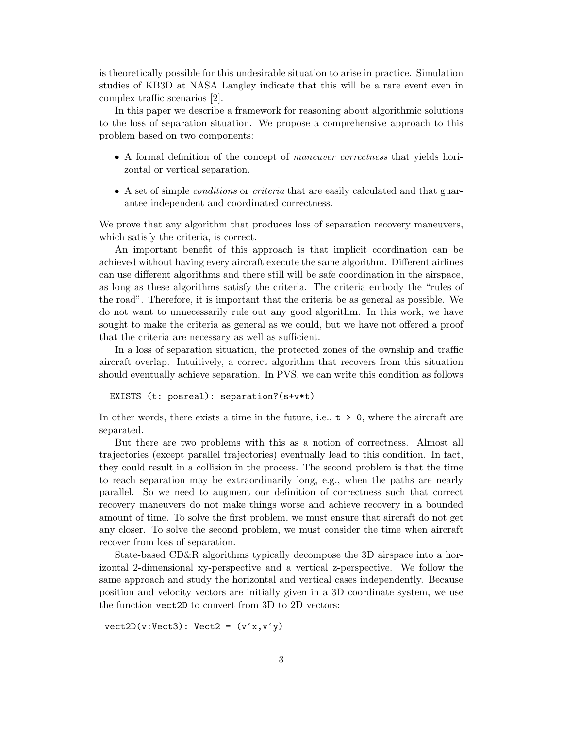is theoretically possible for this undesirable situation to arise in practice. Simulation studies of KB3D at NASA Langley indicate that this will be a rare event even in complex traffic scenarios [2].

In this paper we describe a framework for reasoning about algorithmic solutions to the loss of separation situation. We propose a comprehensive approach to this problem based on two components:

- A formal definition of the concept of *maneuver correctness* that yields horizontal or vertical separation.
- A set of simple *conditions* or *criteria* that are easily calculated and that guarantee independent and coordinated correctness.

We prove that any algorithm that produces loss of separation recovery maneuvers, which satisfy the criteria, is correct.

An important benefit of this approach is that implicit coordination can be achieved without having every aircraft execute the same algorithm. Different airlines can use different algorithms and there still will be safe coordination in the airspace, as long as these algorithms satisfy the criteria. The criteria embody the "rules of the road". Therefore, it is important that the criteria be as general as possible. We do not want to unnecessarily rule out any good algorithm. In this work, we have sought to make the criteria as general as we could, but we have not offered a proof that the criteria are necessary as well as sufficient.

In a loss of separation situation, the protected zones of the ownship and traffic aircraft overlap. Intuitively, a correct algorithm that recovers from this situation should eventually achieve separation. In PVS, we can write this condition as follows

```
EXISTS (t: posreal): separation?(s+v*t)
```

In other words, there exists a time in the future, i.e., `t > 0`, where the aircraft are separated.

But there are two problems with this as a notion of correctness. Almost all trajectories (except parallel trajectories) eventually lead to this condition. In fact, they could result in a collision in the process. The second problem is that the time to reach separation may be extraordinarily long, e.g., when the paths are nearly parallel. So we need to augment our definition of correctness such that correct recovery maneuvers do not make things worse and achieve recovery in a bounded amount of time. To solve the first problem, we must ensure that aircraft do not get any closer. To solve the second problem, we must consider the time when aircraft recover from loss of separation.

State-based CD&R algorithms typically decompose the 3D airspace into a horizontal 2-dimensional xy-perspective and a vertical z-perspective. We follow the same approach and study the horizontal and vertical cases independently. Because position and velocity vectors are initially given in a 3D coordinate system, we use the function `vect2D` to convert from 3D to 2D vectors:

```
vect2D(v:Vect3): Vect2 = (v`x,v`y)
```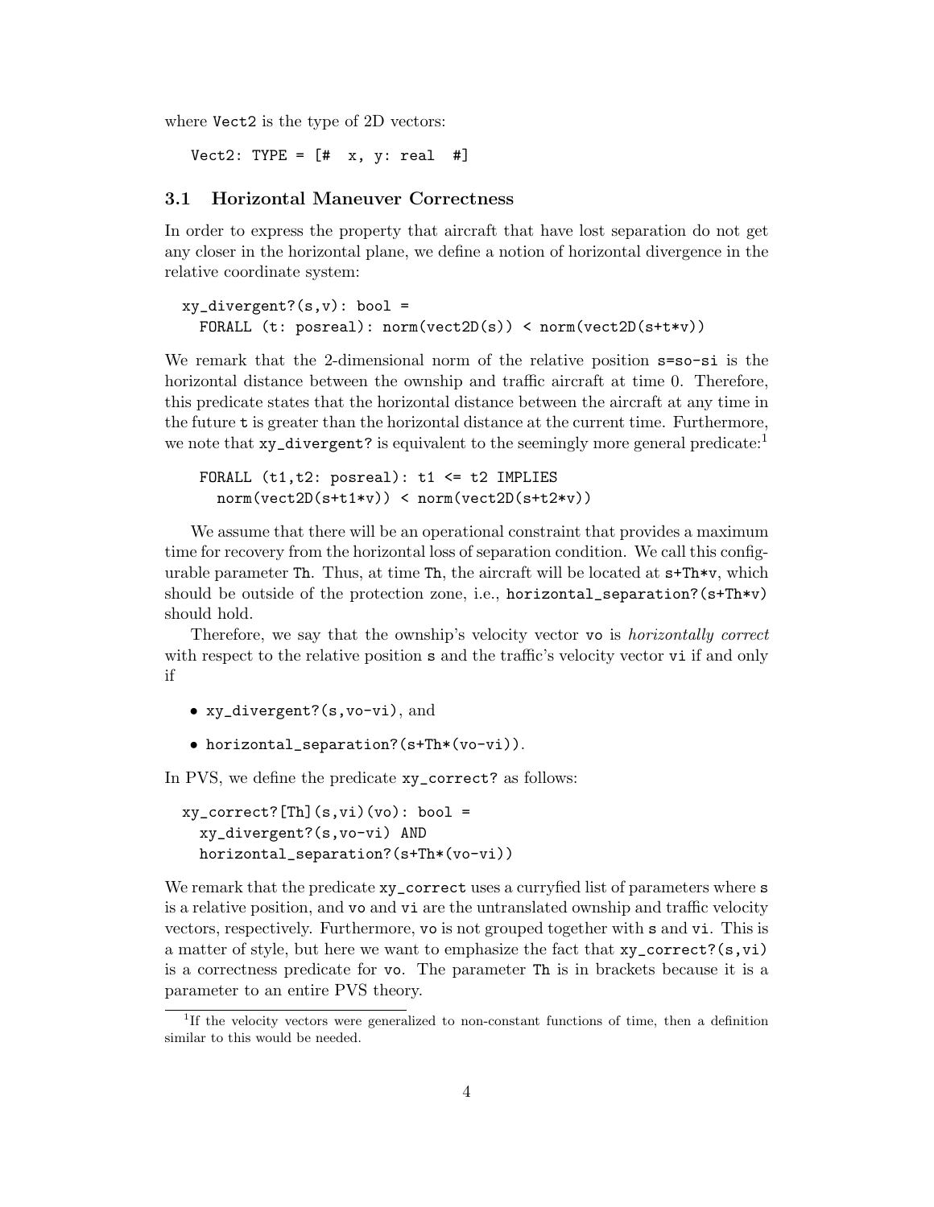where Vect2 is the type of 2D vectors:

```
Vect2: TYPE = [#  x, y: real  #]
```

### 3.1 Horizontal Maneuver Correctness

In order to express the property that aircraft that have lost separation do not get any closer in the horizontal plane, we define a notion of horizontal divergence in the relative coordinate system:

```
xy_divergent?(s,v): bool =
  FORALL (t: posreal): norm(vect2D(s)) < norm(vect2D(s+t*v))
```

We remark that the 2-dimensional norm of the relative position `s=so-si` is the horizontal distance between the ownship and traffic aircraft at time 0. Therefore, this predicate states that the horizontal distance between the aircraft at any time in the future `t` is greater than the horizontal distance at the current time. Furthermore, we note that `xy_divergent?` is equivalent to the seemingly more general predicate:[1]

```
FORALL (t1,t2: posreal): t1 <= t2 IMPLIES
  norm(vect2D(s+t1*v)) < norm(vect2D(s+t2*v))
```

We assume that there will be an operational constraint that provides a maximum time for recovery from the horizontal loss of separation condition. We call this configurable parameter `Th`. Thus, at time `Th`, the aircraft will be located at `s+Th*v`, which should be outside of the protection zone, i.e., `horizontal_separation?(s+Th*v)` should hold.

Therefore, we say that the ownship's velocity vector `vo` is *horizontally correct* with respect to the relative position `s` and the traffic's velocity vector `vi` if and only if

- `xy_divergent?(s,vo-vi)`, and
- `horizontal_separation?(s+Th*(vo-vi))`.

In PVS, we define the predicate `xy_correct?` as follows:

```
xy_correct?[Th](s,vi)(vo): bool =
  xy_divergent?(s,vo-vi) AND
  horizontal_separation?(s+Th*(vo-vi))
```

We remark that the predicate `xy_correct` uses a curryfied list of parameters where `s` is a relative position, and `vo` and `vi` are the untranslated ownship and traffic velocity vectors, respectively. Furthermore, `vo` is not grouped together with `s` and `vi`. This is a matter of style, but here we want to emphasize the fact that `xy_correct?(s,vi)` is a correctness predicate for `vo`. The parameter `Th` is in brackets because it is a parameter to an entire PVS theory.

[1] If the velocity vectors were generalized to non-constant functions of time, then a definition similar to this would be needed.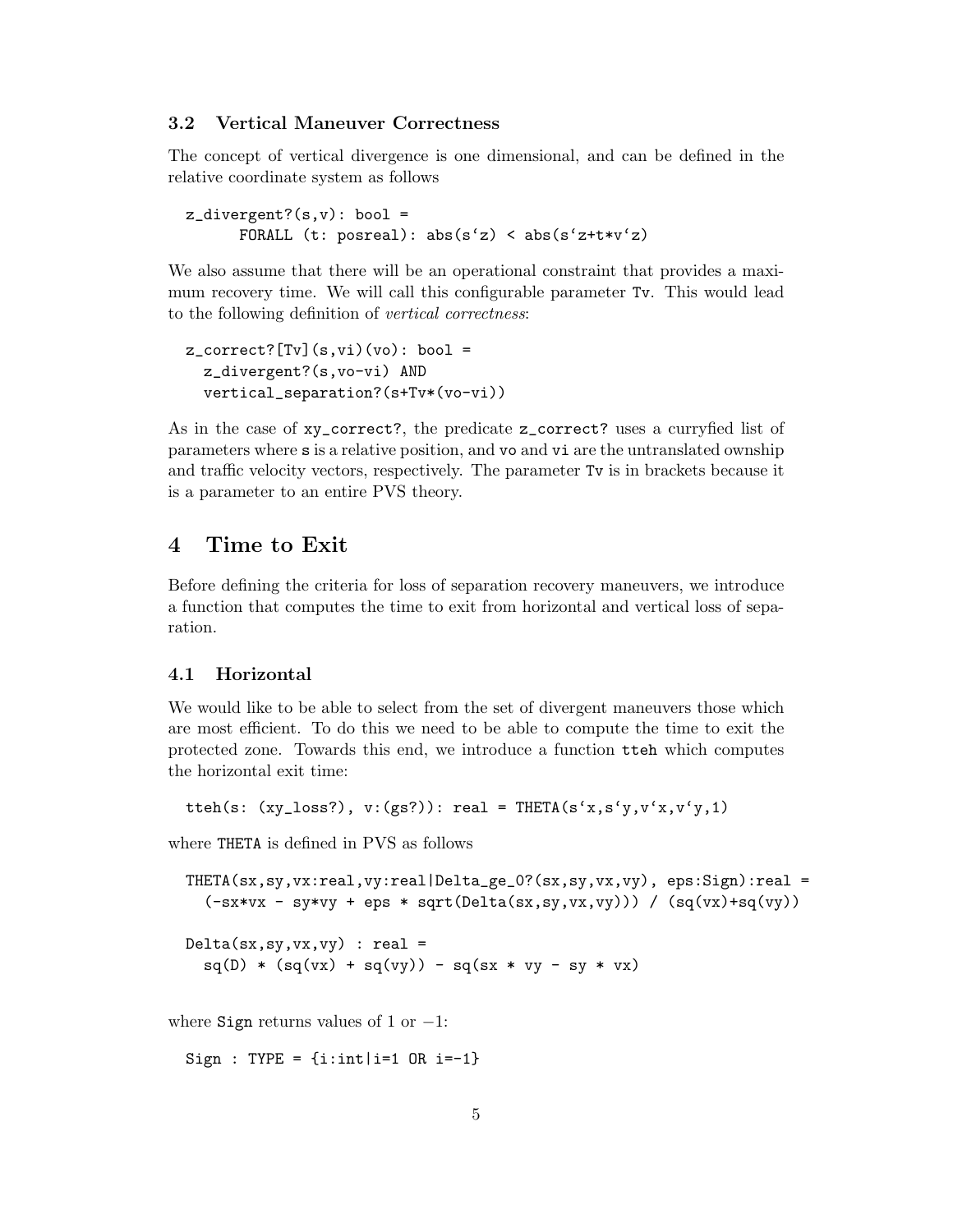### 3.2 Vertical Maneuver Correctness

The concept of vertical divergence is one dimensional, and can be defined in the relative coordinate system as follows

```
z_divergent?(s,v): bool =
      FORALL (t: posreal): abs(s`z) < abs(s`z+t*v`z)
```

We also assume that there will be an operational constraint that provides a maximum recovery time. We will call this configurable parameter `Tv`. This would lead to the following definition of *vertical correctness*:

```
z_correct?[Tv](s,vi)(vo): bool =
  z_divergent?(s,vo-vi) AND
  vertical_separation?(s+Tv*(vo-vi))
```

As in the case of `xy_correct?`, the predicate `z_correct?` uses a curryfied list of parameters where `s` is a relative position, and `vo` and `vi` are the untranslated ownship and traffic velocity vectors, respectively. The parameter `Tv` is in brackets because it is a parameter to an entire PVS theory.

## 4 Time to Exit

Before defining the criteria for loss of separation recovery maneuvers, we introduce a function that computes the time to exit from horizontal and vertical loss of separation.

### 4.1 Horizontal

We would like to be able to select from the set of divergent maneuvers those which are most efficient. To do this we need to be able to compute the time to exit the protected zone. Towards this end, we introduce a function `tteh` which computes the horizontal exit time:

```
tteh(s: (xy_loss?), v:(gs?)): real = THETA(s`x,s`y,v`x,v`y,1)
```

where `THETA` is defined in PVS as follows

```
THETA(sx,sy,vx:real,vy:real|Delta_ge_0?(sx,sy,vx,vy), eps:Sign):real =
  (-sx*vx - sy*vy + eps * sqrt(Delta(sx,sy,vx,vy))) / (sq(vx)+sq(vy))

Delta(sx,sy,vx,vy) : real =
  sq(D) * (sq(vx) + sq(vy)) - sq(sx * vy - sy * vx)
```

where `Sign` returns values of 1 or $-1$:

```
Sign : TYPE = {i:int|i=1 OR i=-1}
```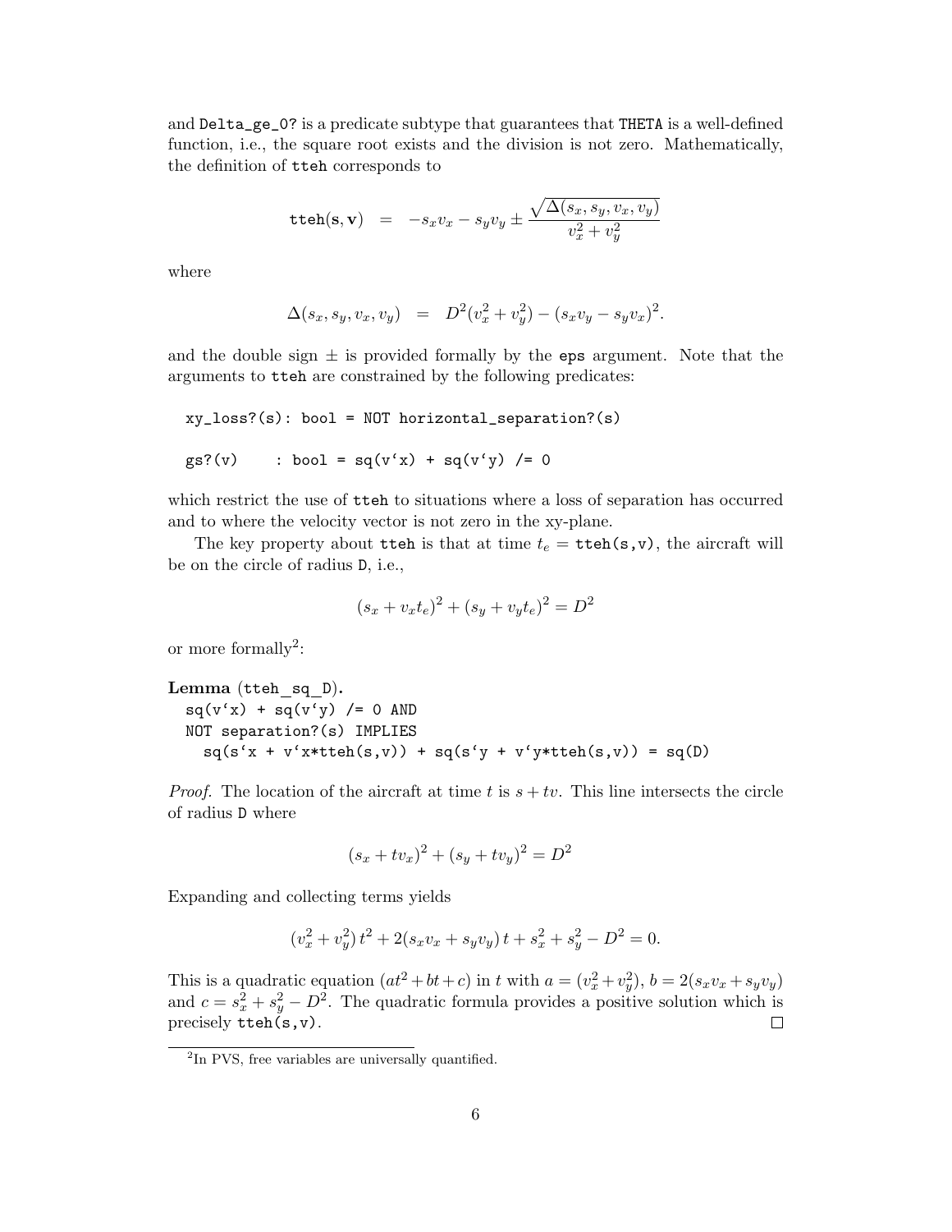and `Delta_ge_0?` is a predicate subtype that guarantees that `THETA` is a well-defined function, i.e., the square root exists and the division is not zero. Mathematically, the definition of `tteh` corresponds to

$$\texttt{tteh}(\mathbf{s}, \mathbf{v}) \quad = \quad -s_x v_x - s_y v_y \pm \frac{\sqrt{\Delta(s_x, s_y, v_x, v_y)}}{v_x^2 + v_y^2}$$

where

$$\Delta(s_x, s_y, v_x, v_y) \quad = \quad D^2(v_x^2 + v_y^2) - (s_x v_y - s_y v_x)^2.$$

and the double sign $\pm$ is provided formally by the `eps` argument. Note that the arguments to `tteh` are constrained by the following predicates:

```
xy_loss?(s): bool = NOT horizontal_separation?(s)

gs?(v)     : bool = sq(v`x) + sq(v`y) /= 0
```

which restrict the use of `tteh` to situations where a loss of separation has occurred and to where the velocity vector is not zero in the xy-plane.

The key property about `tteh` is that at time $t_e$ = `tteh(s,v)`, the aircraft will be on the circle of radius `D`, i.e.,

$$(s_x + v_x t_e)^2 + (s_y + v_y t_e)^2 = D^2$$

or more formally[2]:

**Lemma** (`tteh_sq_D`).

```
  sq(v`x) + sq(v`y) /= 0 AND
  NOT separation?(s) IMPLIES
    sq(s`x + v`x*tteh(s,v)) + sq(s`y + v`y*tteh(s,v)) = sq(D)
```

*Proof.* The location of the aircraft at time $t$ is $s + tv$. This line intersects the circle of radius `D` where

$$(s_x + tv_x)^2 + (s_y + tv_y)^2 = D^2$$

Expanding and collecting terms yields

$$(v_x^2 + v_y^2)\, t^2 + 2(s_x v_x + s_y v_y)\, t + s_x^2 + s_y^2 - D^2 = 0.$$

This is a quadratic equation $(at^2 + bt + c)$ in $t$ with $a = (v_x^2 + v_y^2)$, $b = 2(s_x v_x + s_y v_y)$ and $c = s_x^2 + s_y^2 - D^2$. The quadratic formula provides a positive solution which is precisely `tteh(s,v)`. □

[2] In PVS, free variables are universally quantified.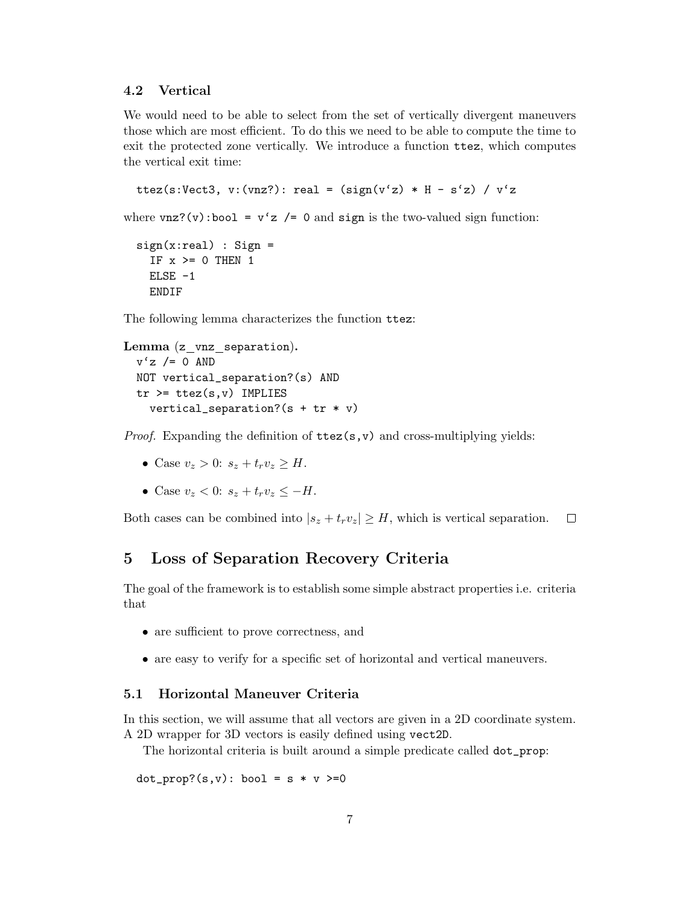### 4.2 Vertical

We would need to be able to select from the set of vertically divergent maneuvers those which are most efficient. To do this we need to be able to compute the time to exit the protected zone vertically. We introduce a function `ttez`, which computes the vertical exit time:

```
ttez(s:Vect3, v:(vnz?): real = (sign(v`z) * H - s`z) / v`z
```

where `vnz?(v):bool = v`z /= 0` and `sign` is the two-valued sign function:

```
sign(x:real) : Sign =
  IF x >= 0 THEN 1
  ELSE -1
  ENDIF
```

The following lemma characterizes the function `ttez`:

**Lemma** (`z_vnz_separation`).

```
v`z /= 0 AND
NOT vertical_separation?(s) AND
tr >= ttez(s,v) IMPLIES
  vertical_separation?(s + tr * v)
```

*Proof.* Expanding the definition of `ttez(s,v)` and cross-multiplying yields:

- Case $v_z > 0$: $s_z + t_r v_z \geq H$.
- Case $v_z < 0$: $s_z + t_r v_z \leq -H$.

Both cases can be combined into $|s_z + t_r v_z| \geq H$, which is vertical separation. □

## 5 Loss of Separation Recovery Criteria

The goal of the framework is to establish some simple abstract properties i.e. criteria that

- are sufficient to prove correctness, and
- are easy to verify for a specific set of horizontal and vertical maneuvers.

### 5.1 Horizontal Maneuver Criteria

In this section, we will assume that all vectors are given in a 2D coordinate system. A 2D wrapper for 3D vectors is easily defined using `vect2D`.

The horizontal criteria is built around a simple predicate called `dot_prop`:

```
dot_prop?(s,v): bool = s * v >=0
```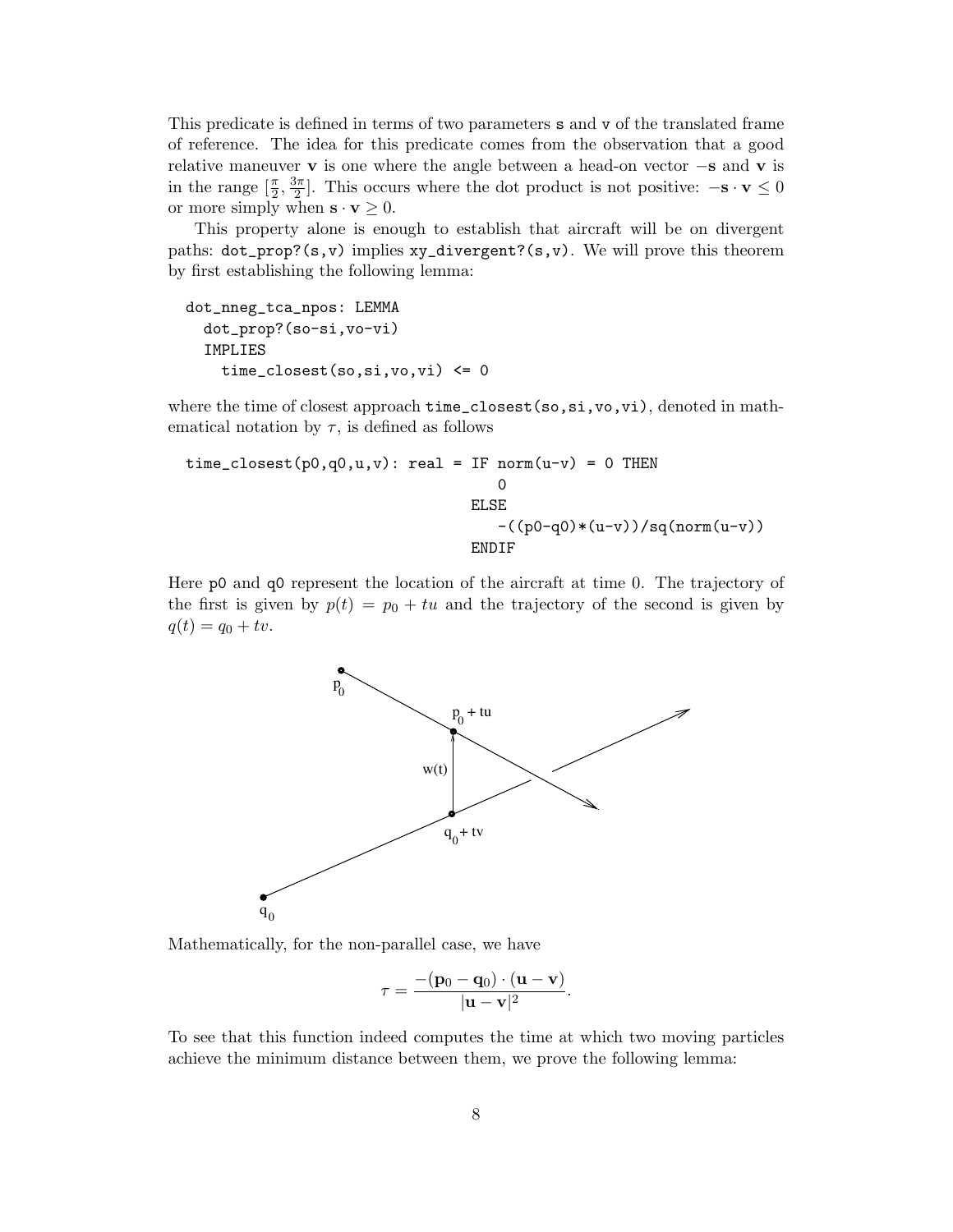This predicate is defined in terms of two parameters `s` and `v` of the translated frame of reference. The idea for this predicate comes from the observation that a good relative maneuver $\mathbf{v}$ is one where the angle between a head-on vector $-\mathbf{s}$ and $\mathbf{v}$ is in the range $[\frac{\pi}{2}, \frac{3\pi}{2}]$. This occurs where the dot product is not positive: $-\mathbf{s} \cdot \mathbf{v} \leq 0$ or more simply when $\mathbf{s} \cdot \mathbf{v} \geq 0$.

This property alone is enough to establish that aircraft will be on divergent paths: `dot_prop?(s,v)` implies `xy_divergent?(s,v)`. We will prove this theorem by first establishing the following lemma:

```
dot_nneg_tca_npos: LEMMA
  dot_prop?(so-si,vo-vi)
  IMPLIES
    time_closest(so,si,vo,vi) <= 0
```

where the time of closest approach `time_closest(so,si,vo,vi)`, denoted in mathematical notation by $\tau$, is defined as follows

```
time_closest(p0,q0,u,v): real = IF norm(u-v) = 0 THEN
                                    0
                                ELSE
                                    -((p0-q0)*(u-v))/sq(norm(u-v))
                                ENDIF
```

Here `p0` and `q0` represent the location of the aircraft at time 0. The trajectory of the first is given by $p(t) = p_0 + tu$ and the trajectory of the second is given by $q(t) = q_0 + tv$.

Mathematically, for the non-parallel case, we have

$$\tau = \frac{-(\mathbf{p}_0 - \mathbf{q}_0) \cdot (\mathbf{u} - \mathbf{v})}{|\mathbf{u} - \mathbf{v}|^2}.$$

To see that this function indeed computes the time at which two moving particles achieve the minimum distance between them, we prove the following lemma: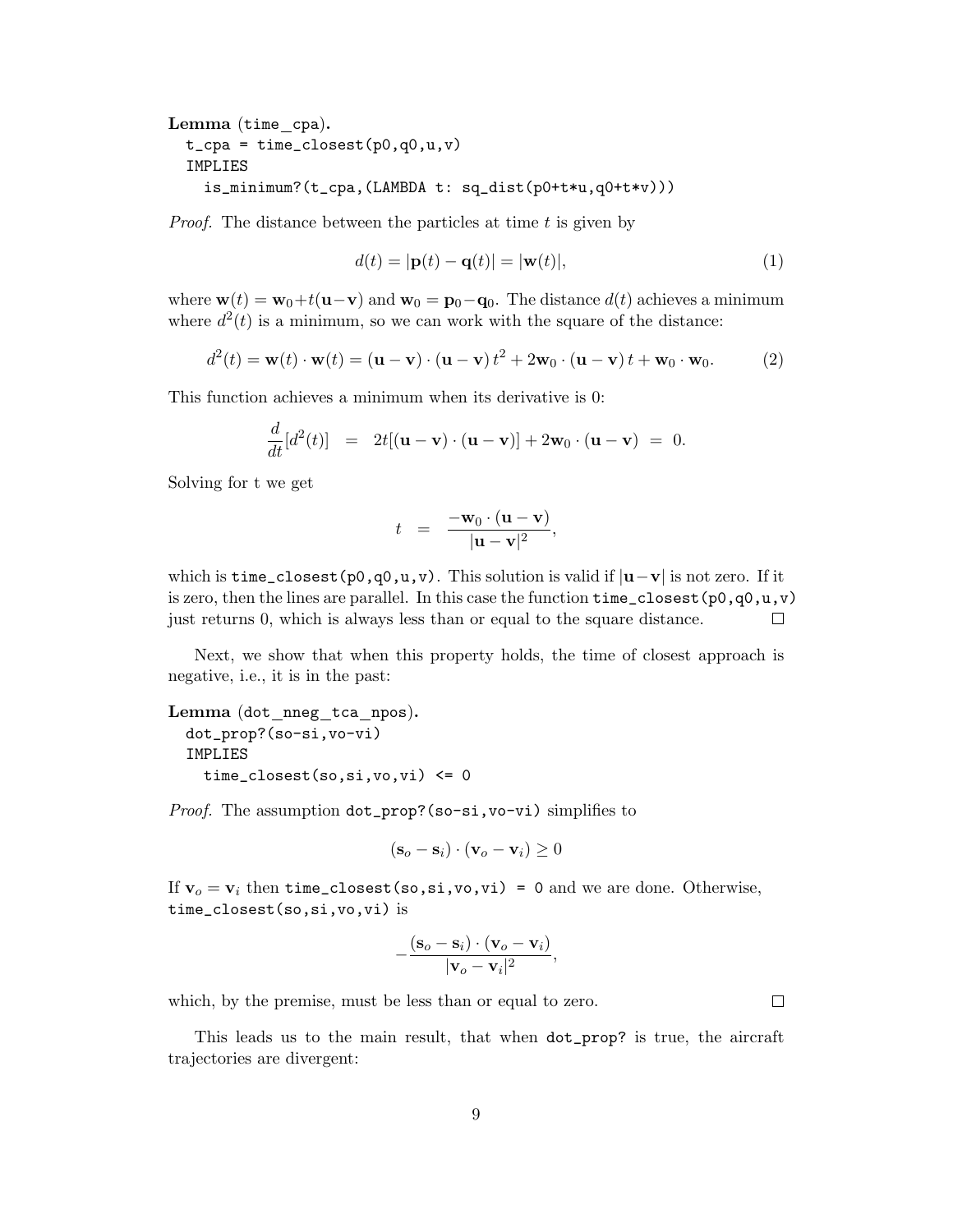**Lemma** (time_cpa)**.**

```
t_cpa = time_closest(p0,q0,u,v)
IMPLIES
  is_minimum?(t_cpa,(LAMBDA t: sq_dist(p0+t*u,q0+t*v)))
```

*Proof.* The distance between the particles at time $t$ is given by

$$d(t) = |\mathbf{p}(t) - \mathbf{q}(t)| = |\mathbf{w}(t)|, \tag{1}$$

where $\mathbf{w}(t) = \mathbf{w}_0 + t(\mathbf{u} - \mathbf{v})$ and $\mathbf{w}_0 = \mathbf{p}_0 - \mathbf{q}_0$. The distance $d(t)$ achieves a minimum where $d^2(t)$ is a minimum, so we can work with the square of the distance:

$$d^2(t) = \mathbf{w}(t) \cdot \mathbf{w}(t) = (\mathbf{u} - \mathbf{v}) \cdot (\mathbf{u} - \mathbf{v})\, t^2 + 2\mathbf{w}_0 \cdot (\mathbf{u} - \mathbf{v})\, t + \mathbf{w}_0 \cdot \mathbf{w}_0. \tag{2}$$

This function achieves a minimum when its derivative is 0:

$$\frac{d}{dt}[d^2(t)] \;\; = \;\; 2t[(\mathbf{u} - \mathbf{v}) \cdot (\mathbf{u} - \mathbf{v})] + 2\mathbf{w}_0 \cdot (\mathbf{u} - \mathbf{v}) \;\; = \;\; 0.$$

Solving for t we get

$$t \;\; = \;\; \frac{-\mathbf{w}_0 \cdot (\mathbf{u} - \mathbf{v})}{|\mathbf{u} - \mathbf{v}|^2},$$

which is time_closest(p0,q0,u,v). This solution is valid if $|\mathbf{u} - \mathbf{v}|$ is not zero. If it is zero, then the lines are parallel. In this case the function time_closest(p0,q0,u,v) just returns 0, which is always less than or equal to the square distance. $\square$

Next, we show that when this property holds, the time of closest approach is negative, i.e., it is in the past:

**Lemma** (dot_nneg_tca_npos)**.**

```
dot_prop?(so-si,vo-vi)
IMPLIES
  time_closest(so,si,vo,vi) <= 0
```

*Proof.* The assumption dot_prop?(so-si,vo-vi) simplifies to

$$(\mathbf{s}_o - \mathbf{s}_i) \cdot (\mathbf{v}_o - \mathbf{v}_i) \geq 0$$

If $\mathbf{v}_o = \mathbf{v}_i$ then time_closest(so,si,vo,vi) = 0 and we are done. Otherwise, time_closest(so,si,vo,vi) is

$$-\frac{(\mathbf{s}_o - \mathbf{s}_i) \cdot (\mathbf{v}_o - \mathbf{v}_i)}{|\mathbf{v}_o - \mathbf{v}_i|^2},$$

which, by the premise, must be less than or equal to zero. $\square$

This leads us to the main result, that when dot_prop? is true, the aircraft trajectories are divergent: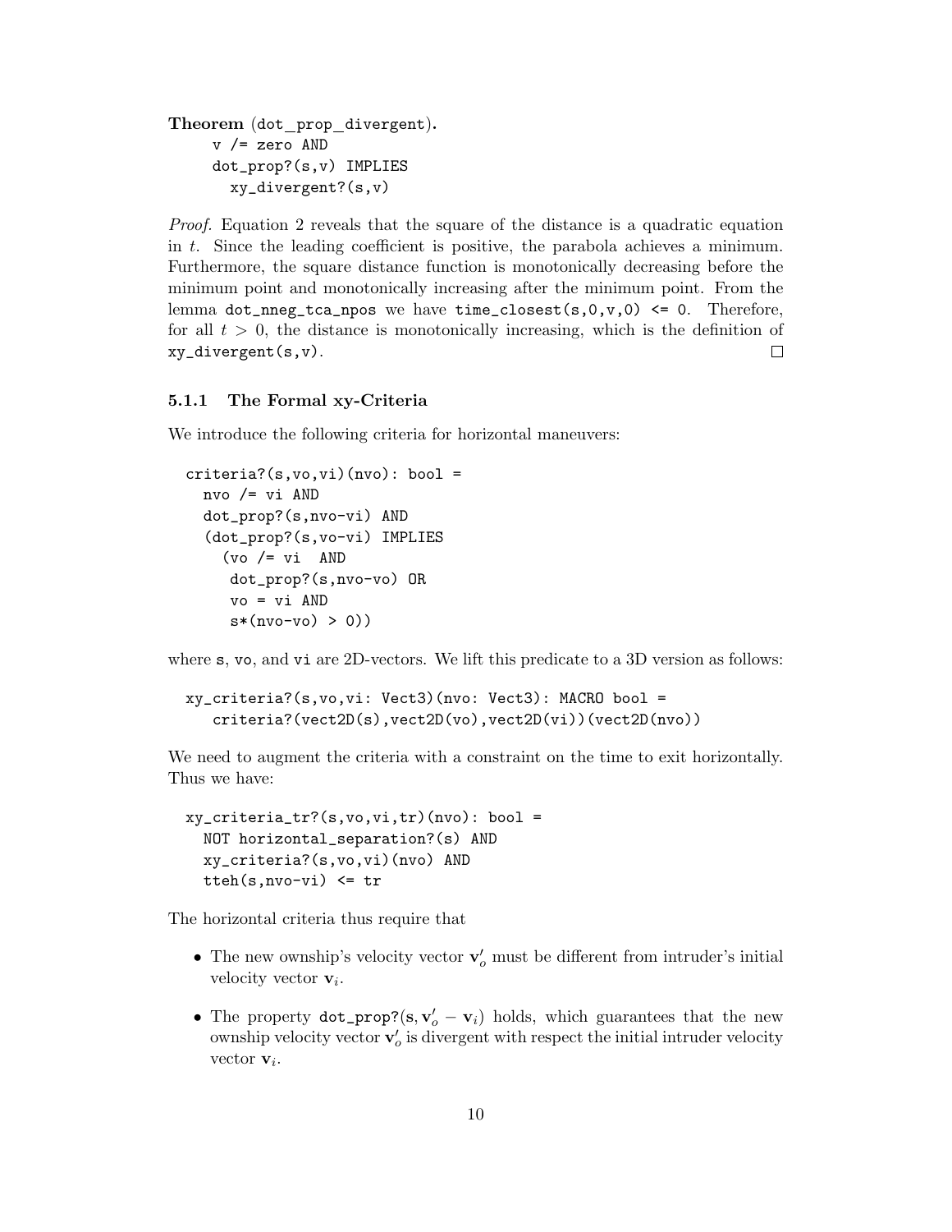**Theorem** (dot_prop_divergent).

```
v /= zero AND
dot_prop?(s,v) IMPLIES
  xy_divergent?(s,v)
```

*Proof.* Equation 2 reveals that the square of the distance is a quadratic equation in $t$. Since the leading coefficient is positive, the parabola achieves a minimum. Furthermore, the square distance function is monotonically decreasing before the minimum point and monotonically increasing after the minimum point. From the lemma `dot_nneg_tca_npos` we have `time_closest(s,0,v,0) <= 0`. Therefore, for all $t > 0$, the distance is monotonically increasing, which is the definition of `xy_divergent(s,v)`. □

### 5.1.1 The Formal xy-Criteria

We introduce the following criteria for horizontal maneuvers:

```
criteria?(s,vo,vi)(nvo): bool =
  nvo /= vi AND
  dot_prop?(s,nvo-vi) AND
  (dot_prop?(s,vo-vi) IMPLIES
    (vo /= vi  AND
     dot_prop?(s,nvo-vo) OR
     vo = vi AND
     s*(nvo-vo) > 0))
```

where `s`, `vo`, and `vi` are 2D-vectors. We lift this predicate to a 3D version as follows:

```
xy_criteria?(s,vo,vi: Vect3)(nvo: Vect3): MACRO bool =
    criteria?(vect2D(s),vect2D(vo),vect2D(vi))(vect2D(nvo))
```

We need to augment the criteria with a constraint on the time to exit horizontally. Thus we have:

```
xy_criteria_tr?(s,vo,vi,tr)(nvo): bool =
  NOT horizontal_separation?(s) AND
  xy_criteria?(s,vo,vi)(nvo) AND
  tteh(s,nvo-vi) <= tr
```

The horizontal criteria thus require that

- The new ownship's velocity vector $\mathbf{v}'_o$ must be different from intruder's initial velocity vector $\mathbf{v}_i$.
- The property `dot_prop?`$(\mathbf{s}, \mathbf{v}'_o - \mathbf{v}_i)$ holds, which guarantees that the new ownship velocity vector $\mathbf{v}'_o$ is divergent with respect the initial intruder velocity vector $\mathbf{v}_i$.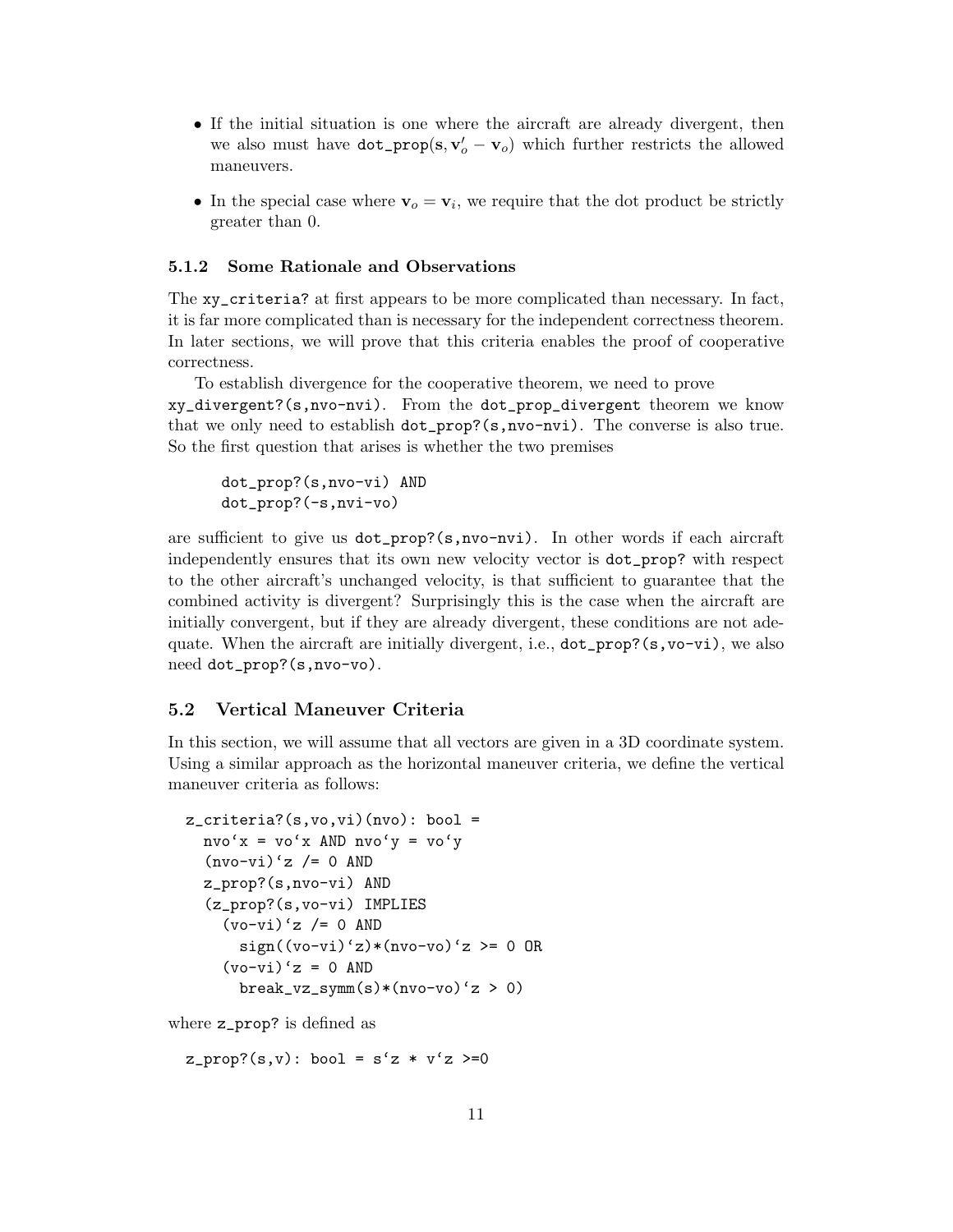- If the initial situation is one where the aircraft are already divergent, then we also must have dot_prop($\mathbf{s}, \mathbf{v}_o' - \mathbf{v}_o$) which further restricts the allowed maneuvers.
- In the special case where $\mathbf{v}_o = \mathbf{v}_i$, we require that the dot product be strictly greater than 0.

### 5.1.2 Some Rationale and Observations

The `xy_criteria?` at first appears to be more complicated than necessary. In fact, it is far more complicated than is necessary for the independent correctness theorem. In later sections, we will prove that this criteria enables the proof of cooperative correctness.

To establish divergence for the cooperative theorem, we need to prove `xy_divergent?(s,nvo-nvi)`. From the `dot_prop_divergent` theorem we know that we only need to establish `dot_prop?(s,nvo-nvi)`. The converse is also true. So the first question that arises is whether the two premises

```
dot_prop?(s,nvo-vi) AND
dot_prop?(-s,nvi-vo)
```

are sufficient to give us `dot_prop?(s,nvo-nvi)`. In other words if each aircraft independently ensures that its own new velocity vector is `dot_prop?` with respect to the other aircraft's unchanged velocity, is that sufficient to guarantee that the combined activity is divergent? Surprisingly this is the case when the aircraft are initially convergent, but if they are already divergent, these conditions are not adequate. When the aircraft are initially divergent, i.e., `dot_prop?(s,vo-vi)`, we also need `dot_prop?(s,nvo-vo)`.

## 5.2 Vertical Maneuver Criteria

In this section, we will assume that all vectors are given in a 3D coordinate system. Using a similar approach as the horizontal maneuver criteria, we define the vertical maneuver criteria as follows:

```
z_criteria?(s,vo,vi)(nvo): bool =
  nvo`x = vo`x AND nvo`y = vo`y
  (nvo-vi)`z /= 0 AND
  z_prop?(s,nvo-vi) AND
  (z_prop?(s,vo-vi) IMPLIES
    (vo-vi)`z /= 0 AND
      sign((vo-vi)`z)*(nvo-vo)`z >= 0 OR
    (vo-vi)`z = 0 AND
      break_vz_symm(s)*(nvo-vo)`z > 0)
```

where `z_prop?` is defined as

```
z_prop?(s,v): bool = s`z * v`z >=0
```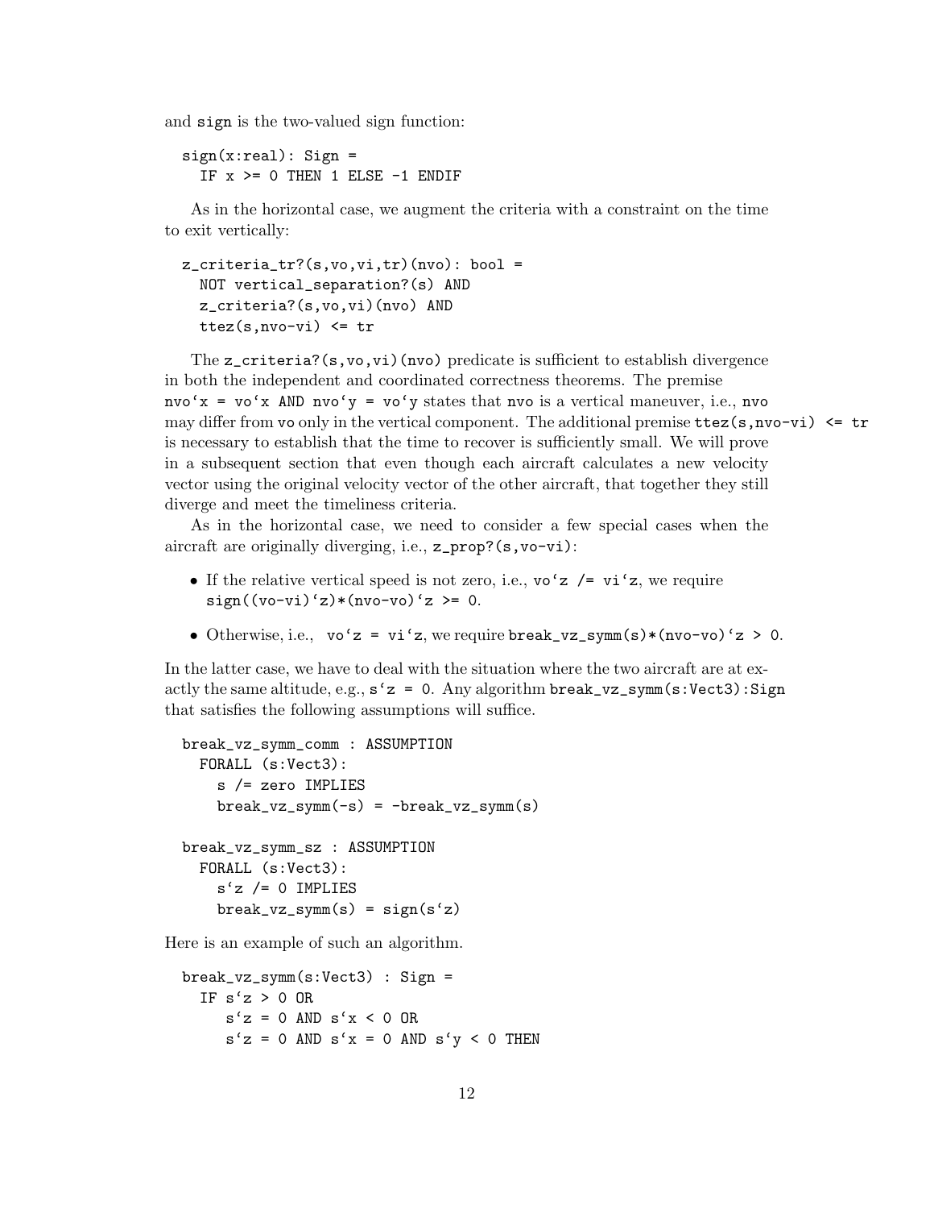and `sign` is the two-valued sign function:

```
sign(x:real): Sign =
  IF x >= 0 THEN 1 ELSE -1 ENDIF
```

As in the horizontal case, we augment the criteria with a constraint on the time to exit vertically:

```
z_criteria_tr?(s,vo,vi,tr)(nvo): bool =
  NOT vertical_separation?(s) AND
  z_criteria?(s,vo,vi)(nvo) AND
  ttez(s,nvo-vi) <= tr
```

The `z_criteria?(s,vo,vi)(nvo)` predicate is sufficient to establish divergence in both the independent and coordinated correctness theorems. The premise `nvo‘x = vo‘x AND nvo‘y = vo‘y` states that `nvo` is a vertical maneuver, i.e., `nvo` may differ from `vo` only in the vertical component. The additional premise `ttez(s,nvo-vi) <= tr` is necessary to establish that the time to recover is sufficiently small. We will prove in a subsequent section that even though each aircraft calculates a new velocity vector using the original velocity vector of the other aircraft, that together they still diverge and meet the timeliness criteria.

As in the horizontal case, we need to consider a few special cases when the aircraft are originally diverging, i.e., `z_prop?(s,vo-vi)`:

- If the relative vertical speed is not zero, i.e., `vo‘z /= vi‘z`, we require `sign((vo-vi)‘z)*(nvo-vo)‘z >= 0`.
- Otherwise, i.e., `vo‘z = vi‘z`, we require `break_vz_symm(s)*(nvo-vo)‘z > 0`.

In the latter case, we have to deal with the situation where the two aircraft are at exactly the same altitude, e.g., `s‘z = 0`. Any algorithm `break_vz_symm(s:Vect3):Sign` that satisfies the following assumptions will suffice.

```
break_vz_symm_comm : ASSUMPTION
  FORALL (s:Vect3):
    s /= zero IMPLIES
    break_vz_symm(-s) = -break_vz_symm(s)

break_vz_symm_sz : ASSUMPTION
  FORALL (s:Vect3):
    s‘z /= 0 IMPLIES
    break_vz_symm(s) = sign(s‘z)
```

Here is an example of such an algorithm.

```
break_vz_symm(s:Vect3) : Sign =
  IF s‘z > 0 OR
     s‘z = 0 AND s‘x < 0 OR
     s‘z = 0 AND s‘x = 0 AND s‘y < 0 THEN
```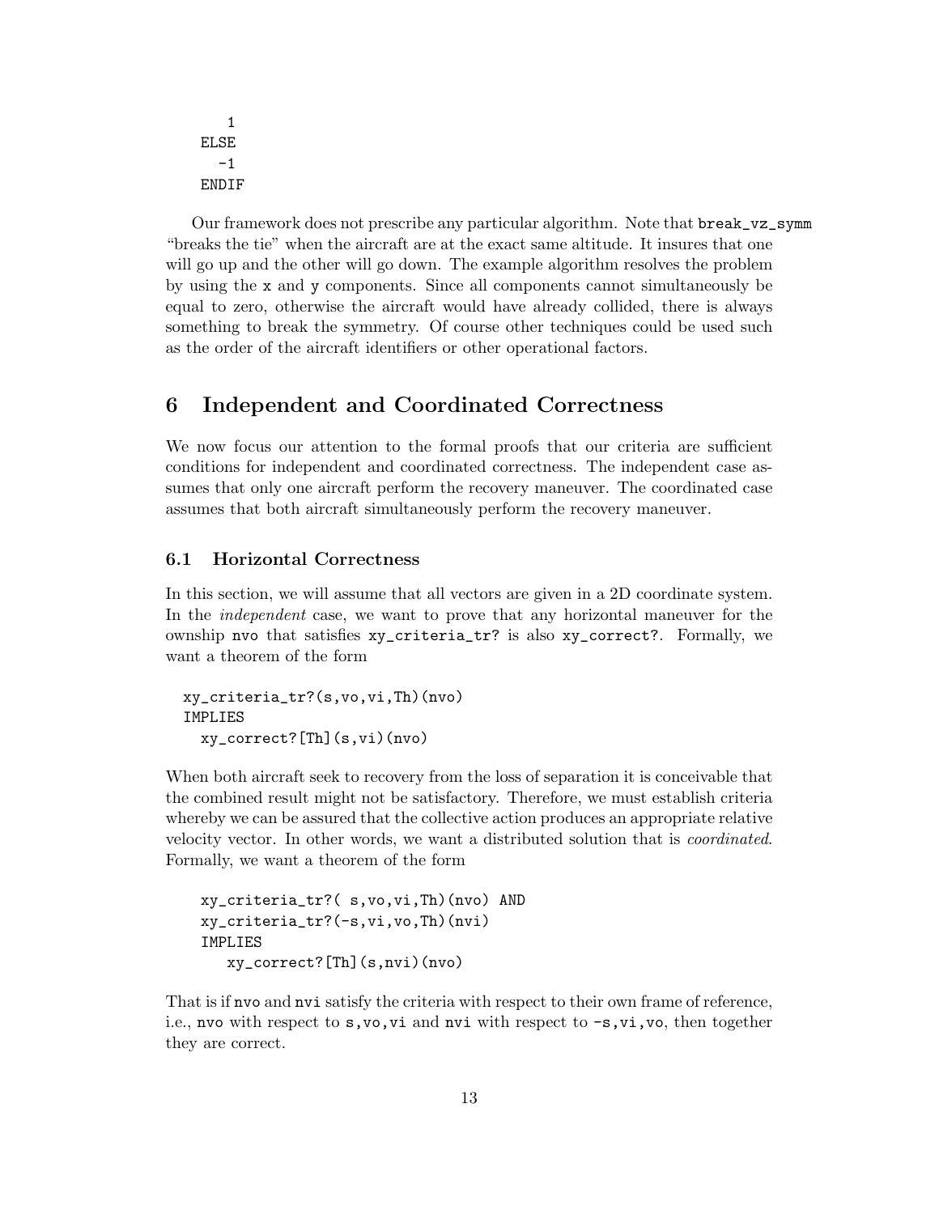```
    1
  ELSE
    -1
  ENDIF
```

Our framework does not prescribe any particular algorithm. Note that `break_vz_symm` "breaks the tie" when the aircraft are at the exact same altitude. It insures that one will go up and the other will go down. The example algorithm resolves the problem by using the `x` and `y` components. Since all components cannot simultaneously be equal to zero, otherwise the aircraft would have already collided, there is always something to break the symmetry. Of course other techniques could be used such as the order of the aircraft identifiers or other operational factors.

# 6 Independent and Coordinated Correctness

We now focus our attention to the formal proofs that our criteria are sufficient conditions for independent and coordinated correctness. The independent case assumes that only one aircraft perform the recovery maneuver. The coordinated case assumes that both aircraft simultaneously perform the recovery maneuver.

## 6.1 Horizontal Correctness

In this section, we will assume that all vectors are given in a 2D coordinate system. In the *independent* case, we want to prove that any horizontal maneuver for the ownship `nvo` that satisfies `xy_criteria_tr?` is also `xy_correct?`. Formally, we want a theorem of the form

```
xy_criteria_tr?(s,vo,vi,Th)(nvo)
IMPLIES
  xy_correct?[Th](s,vi)(nvo)
```

When both aircraft seek to recovery from the loss of separation it is conceivable that the combined result might not be satisfactory. Therefore, we must establish criteria whereby we can be assured that the collective action produces an appropriate relative velocity vector. In other words, we want a distributed solution that is *coordinated*. Formally, we want a theorem of the form

```
xy_criteria_tr?( s,vo,vi,Th)(nvo) AND
xy_criteria_tr?(-s,vi,vo,Th)(nvi)
IMPLIES
   xy_correct?[Th](s,nvi)(nvo)
```

That is if `nvo` and `nvi` satisfy the criteria with respect to their own frame of reference, i.e., `nvo` with respect to `s,vo,vi` and `nvi` with respect to `-s,vi,vo`, then together they are correct.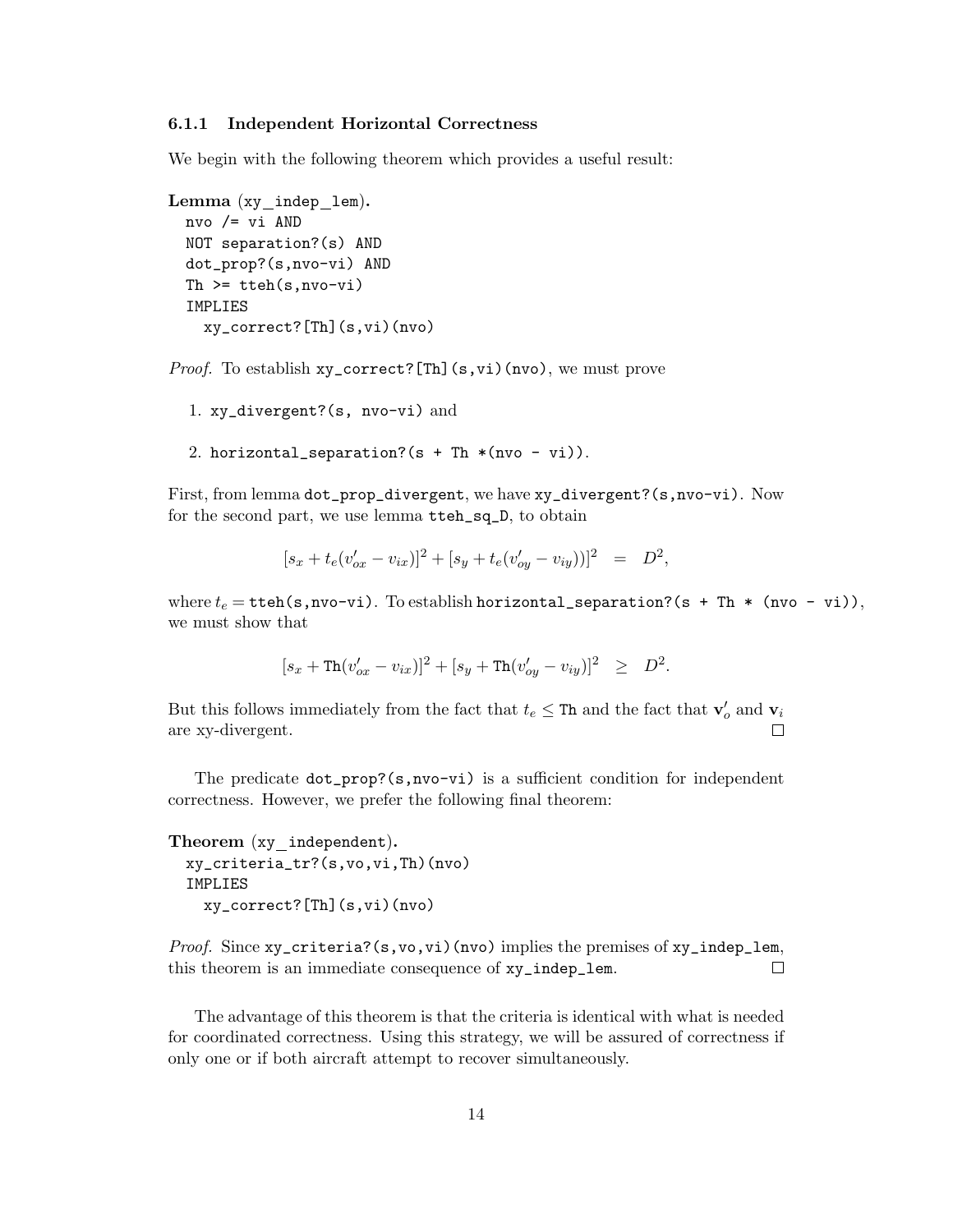### 6.1.1 Independent Horizontal Correctness

We begin with the following theorem which provides a useful result:

**Lemma** (xy_indep_lem).

```
nvo /= vi AND
NOT separation?(s) AND
dot_prop?(s,nvo-vi) AND
Th >= tteh(s,nvo-vi)
IMPLIES
  xy_correct?[Th](s,vi)(nvo)
```

*Proof.* To establish `xy_correct?[Th](s,vi)(nvo)`, we must prove

1. `xy_divergent?(s, nvo-vi)` and
2. `horizontal_separation?(s + Th *(nvo - vi))`.

First, from lemma `dot_prop_divergent`, we have `xy_divergent?(s,nvo-vi)`. Now for the second part, we use lemma `tteh_sq_D`, to obtain

$$[s_x + t_e(v'_{ox} - v_{ix})]^2 + [s_y + t_e(v'_{oy} - v_{iy}))]^2 \quad = \quad D^2,$$

where $t_e$ = `tteh(s,nvo-vi)`. To establish `horizontal_separation?(s + Th * (nvo - vi))`, we must show that

$$[s_x + \texttt{Th}(v'_{ox} - v_{ix})]^2 + [s_y + \texttt{Th}(v'_{oy} - v_{iy})]^2 \quad \geq \quad D^2.$$

But this follows immediately from the fact that $t_e \leq \texttt{Th}$ and the fact that $\mathbf{v}'_o$ and $\mathbf{v}_i$ are xy-divergent. □

The predicate `dot_prop?(s,nvo-vi)` is a sufficient condition for independent correctness. However, we prefer the following final theorem:

**Theorem** (xy_independent).

```
xy_criteria_tr?(s,vo,vi,Th)(nvo)
IMPLIES
  xy_correct?[Th](s,vi)(nvo)
```

*Proof.* Since `xy_criteria?(s,vo,vi)(nvo)` implies the premises of `xy_indep_lem`, this theorem is an immediate consequence of `xy_indep_lem`. □

The advantage of this theorem is that the criteria is identical with what is needed for coordinated correctness. Using this strategy, we will be assured of correctness if only one or if both aircraft attempt to recover simultaneously.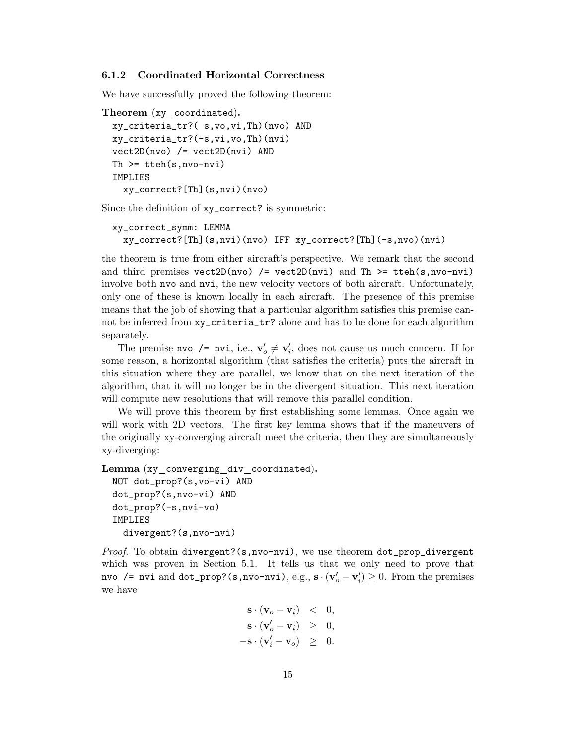### 6.1.2 Coordinated Horizontal Correctness

We have successfully proved the following theorem:

**Theorem** (xy_coordinated)**.**

```
xy_criteria_tr?( s,vo,vi,Th)(nvo) AND
xy_criteria_tr?(-s,vi,vo,Th)(nvi)
vect2D(nvo) /= vect2D(nvi) AND
Th >= tteh(s,nvo-nvi)
IMPLIES
  xy_correct?[Th](s,nvi)(nvo)
```

Since the definition of `xy_correct?` is symmetric:

```
xy_correct_symm: LEMMA
  xy_correct?[Th](s,nvi)(nvo) IFF xy_correct?[Th](-s,nvo)(nvi)
```

the theorem is true from either aircraft's perspective. We remark that the second and third premises `vect2D(nvo) /= vect2D(nvi)` and `Th >= tteh(s,nvo-nvi)` involve both `nvo` and `nvi`, the new velocity vectors of both aircraft. Unfortunately, only one of these is known locally in each aircraft. The presence of this premise means that the job of showing that a particular algorithm satisfies this premise cannot be inferred from `xy_criteria_tr?` alone and has to be done for each algorithm separately.

The premise `nvo /= nvi`, i.e., $\mathbf{v}'_o \neq \mathbf{v}'_i$, does not cause us much concern. If for some reason, a horizontal algorithm (that satisfies the criteria) puts the aircraft in this situation where they are parallel, we know that on the next iteration of the algorithm, that it will no longer be in the divergent situation. This next iteration will compute new resolutions that will remove this parallel condition.

We will prove this theorem by first establishing some lemmas. Once again we will work with 2D vectors. The first key lemma shows that if the maneuvers of the originally xy-converging aircraft meet the criteria, then they are simultaneously xy-diverging:

**Lemma** (xy_converging_div_coordinated)**.**

```
NOT dot_prop?(s,vo-vi) AND
dot_prop?(s,nvo-vi) AND
dot_prop?(-s,nvi-vo)
IMPLIES
  divergent?(s,nvo-nvi)
```

*Proof.* To obtain `divergent?(s,nvo-nvi)`, we use theorem `dot_prop_divergent` which was proven in Section 5.1. It tells us that we only need to prove that `nvo /= nvi` and `dot_prop?(s,nvo-nvi)`, e.g., $\mathbf{s} \cdot (\mathbf{v}'_o - \mathbf{v}'_i) \geq 0$. From the premises we have

$$
\begin{aligned}
\mathbf{s} \cdot (\mathbf{v}_o - \mathbf{v}_i) &< 0, \\
\mathbf{s} \cdot (\mathbf{v}'_o - \mathbf{v}_i) &\geq 0, \\
-\mathbf{s} \cdot (\mathbf{v}'_i - \mathbf{v}_o) &\geq 0.
\end{aligned}
$$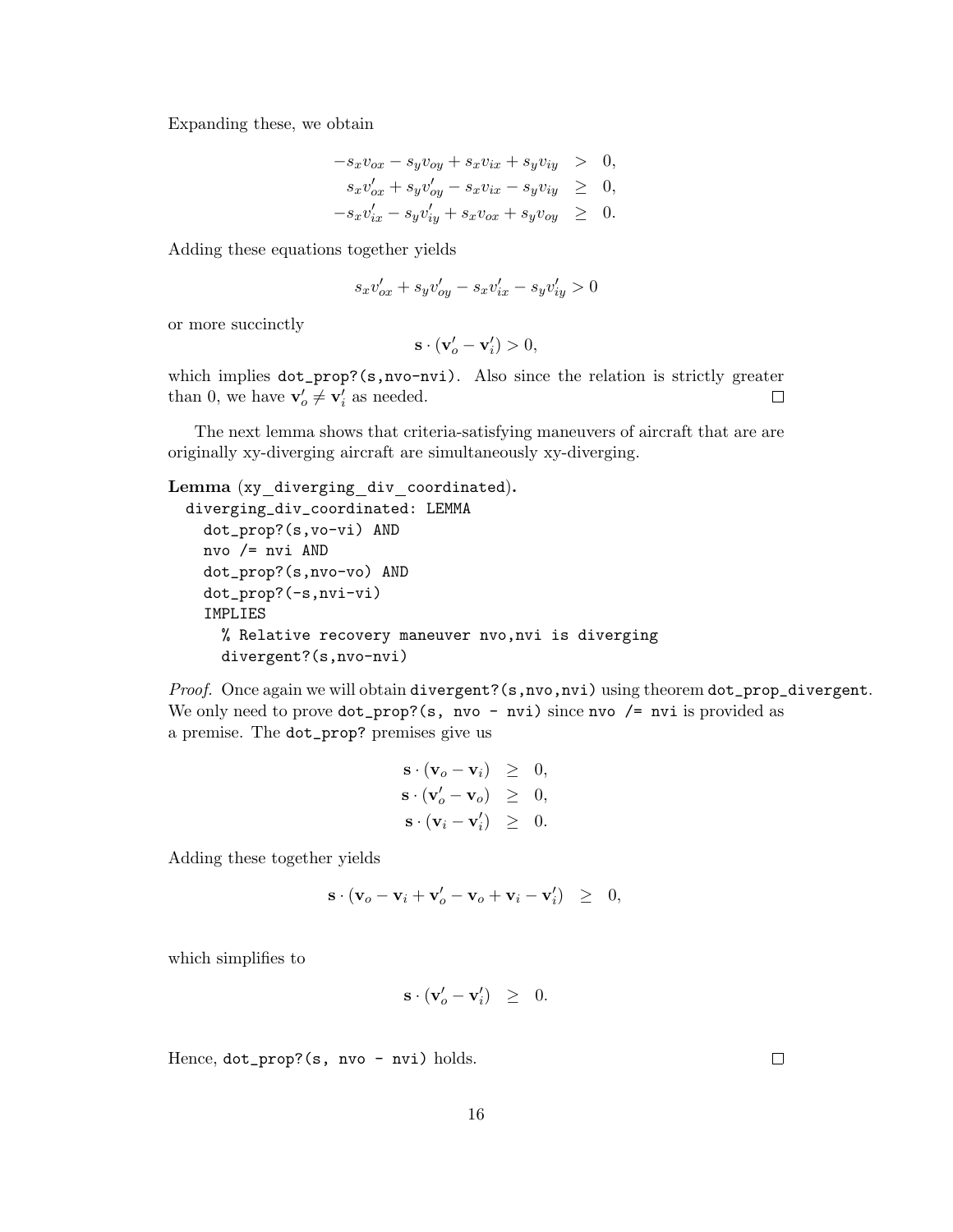Expanding these, we obtain

$$
\begin{aligned}
-s_x v_{ox} - s_y v_{oy} + s_x v_{ix} + s_y v_{iy} &> 0, \\
s_x v'_{ox} + s_y v'_{oy} - s_x v_{ix} - s_y v_{iy} &\geq 0, \\
-s_x v'_{ix} - s_y v'_{iy} + s_x v_{ox} + s_y v_{oy} &\geq 0.
\end{aligned}
$$

Adding these equations together yields

$$
s_x v'_{ox} + s_y v'_{oy} - s_x v'_{ix} - s_y v'_{iy} > 0
$$

or more succinctly

$$
\mathbf{s} \cdot (\mathbf{v}'_o - \mathbf{v}'_i) > 0,
$$

which implies `dot_prop?(s,nvo-nvi)`. Also since the relation is strictly greater than 0, we have $\mathbf{v}'_o \neq \mathbf{v}'_i$ as needed. □

The next lemma shows that criteria-satisfying maneuvers of aircraft that are are originally xy-diverging aircraft are simultaneously xy-diverging.

**Lemma** (xy_diverging_div_coordinated)**.**

```
diverging_div_coordinated: LEMMA
  dot_prop?(s,vo-vi) AND
  nvo /= nvi AND
  dot_prop?(s,nvo-vo) AND
  dot_prop?(-s,nvi-vi)
  IMPLIES
    % Relative recovery maneuver nvo,nvi is diverging
    divergent?(s,nvo-nvi)
```

*Proof.* Once again we will obtain `divergent?(s,nvo,nvi)` using theorem `dot_prop_divergent`. We only need to prove `dot_prop?(s, nvo - nvi)` since `nvo /= nvi` is provided as a premise. The `dot_prop?` premises give us

$$
\begin{aligned}
\mathbf{s} \cdot (\mathbf{v}_o - \mathbf{v}_i) &\geq 0, \\
\mathbf{s} \cdot (\mathbf{v}'_o - \mathbf{v}_o) &\geq 0, \\
\mathbf{s} \cdot (\mathbf{v}_i - \mathbf{v}'_i) &\geq 0.
\end{aligned}
$$

Adding these together yields

$$
\mathbf{s} \cdot (\mathbf{v}_o - \mathbf{v}_i + \mathbf{v}'_o - \mathbf{v}_o + \mathbf{v}_i - \mathbf{v}'_i) \quad \geq \quad 0,
$$

which simplifies to

$$
\mathbf{s} \cdot (\mathbf{v}'_o - \mathbf{v}'_i) \quad \geq \quad 0.
$$

Hence, `dot_prop?(s, nvo - nvi)` holds. □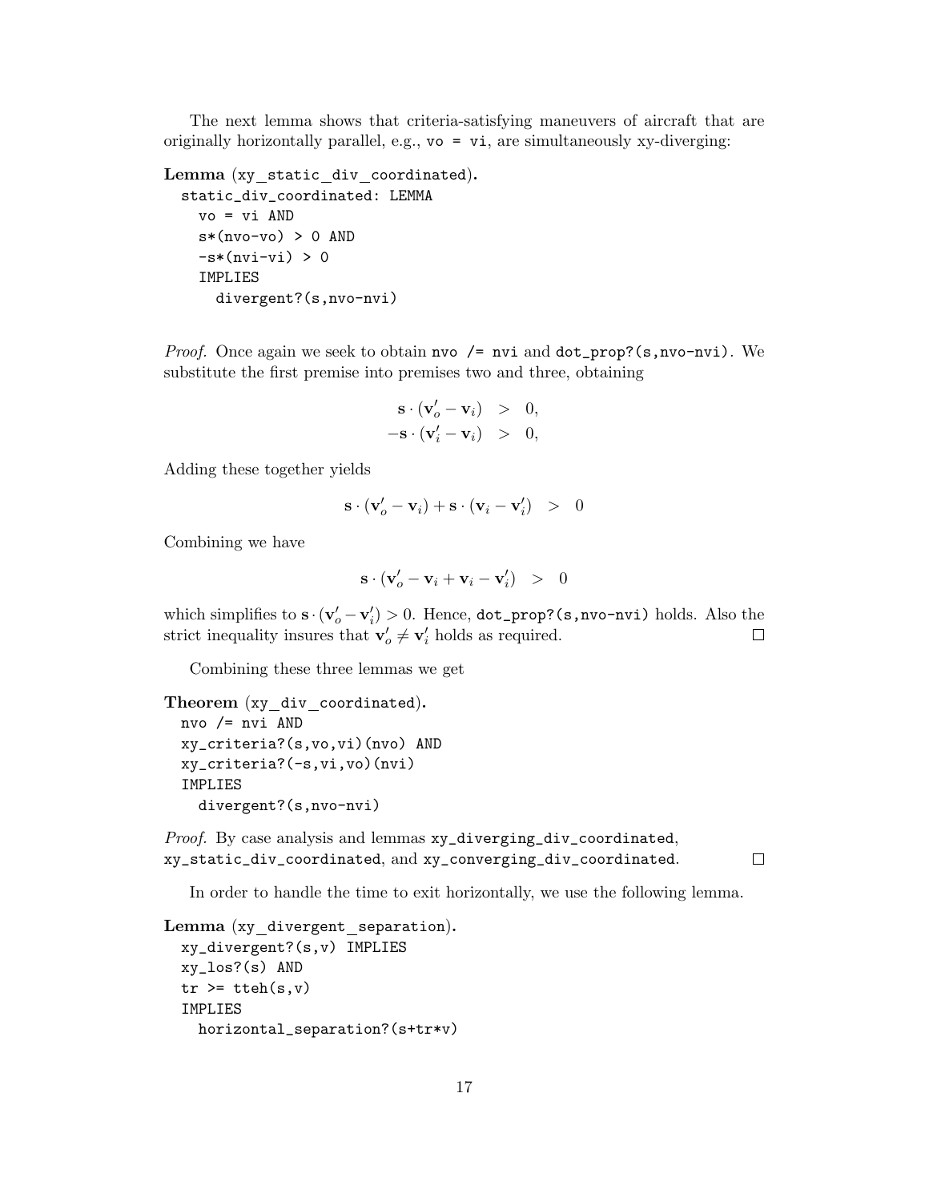The next lemma shows that criteria-satisfying maneuvers of aircraft that are originally horizontally parallel, e.g., `vo = vi`, are simultaneously xy-diverging:

**Lemma** (xy_static_div_coordinated).

```
static_div_coordinated: LEMMA
  vo = vi AND
  s*(nvo-vo) > 0 AND
  -s*(nvi-vi) > 0
  IMPLIES
    divergent?(s,nvo-nvi)
```

*Proof.* Once again we seek to obtain `nvo /= nvi` and `dot_prop?(s,nvo-nvi)`. We substitute the first premise into premises two and three, obtaining

$$
\begin{aligned}
\mathbf{s} \cdot (\mathbf{v}'_o - \mathbf{v}_i) &> 0, \\
-\mathbf{s} \cdot (\mathbf{v}'_i - \mathbf{v}_i) &> 0,
\end{aligned}
$$

Adding these together yields

$$
\mathbf{s} \cdot (\mathbf{v}'_o - \mathbf{v}_i) + \mathbf{s} \cdot (\mathbf{v}_i - \mathbf{v}'_i) \quad > \quad 0
$$

Combining we have

$$
\mathbf{s} \cdot (\mathbf{v}'_o - \mathbf{v}_i + \mathbf{v}_i - \mathbf{v}'_i) \quad > \quad 0
$$

which simplifies to $\mathbf{s} \cdot (\mathbf{v}'_o - \mathbf{v}'_i) > 0$. Hence, `dot_prop?(s,nvo-nvi)` holds. Also the strict inequality insures that $\mathbf{v}'_o \neq \mathbf{v}'_i$ holds as required. ☐

Combining these three lemmas we get

**Theorem** (xy_div_coordinated).

```
nvo /= nvi AND
xy_criteria?(s,vo,vi)(nvo) AND
xy_criteria?(-s,vi,vo)(nvi)
IMPLIES
  divergent?(s,nvo-nvi)
```

*Proof.* By case analysis and lemmas `xy_diverging_div_coordinated`, `xy_static_div_coordinated`, and `xy_converging_div_coordinated`. ☐

In order to handle the time to exit horizontally, we use the following lemma.

**Lemma** (xy_divergent_separation).

```
xy_divergent?(s,v) IMPLIES
xy_los?(s) AND
tr >= tteh(s,v)
IMPLIES
  horizontal_separation?(s+tr*v)
```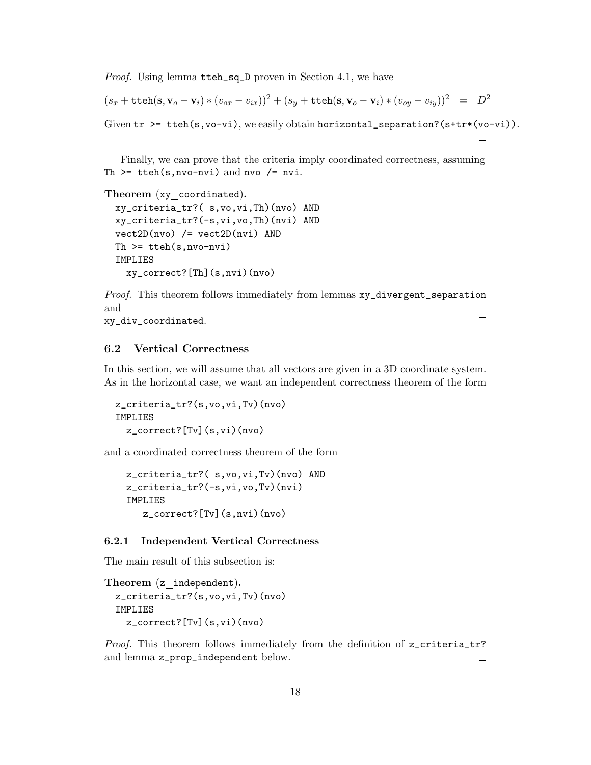*Proof.* Using lemma `tteh_sq_D` proven in Section 4.1, we have

$$(s_x + \texttt{tteh}(\mathbf{s}, \mathbf{v}_o - \mathbf{v}_i) * (v_{ox} - v_{ix}))^2 + (s_y + \texttt{tteh}(\mathbf{s}, \mathbf{v}_o - \mathbf{v}_i) * (v_{oy} - v_{iy}))^2 \quad = \quad D^2$$

Given `tr >= tteh(s,vo-vi)`, we easily obtain `horizontal_separation?(s+tr*(vo-vi))`. □

Finally, we can prove that the criteria imply coordinated correctness, assuming `Th >= tteh(s,nvo-nvi)` and `nvo /= nvi`.

**Theorem** (xy_coordinated)**.**

```
xy_criteria_tr?( s,vo,vi,Th)(nvo) AND
xy_criteria_tr?(-s,vi,vo,Th)(nvi) AND
vect2D(nvo) /= vect2D(nvi) AND
Th >= tteh(s,nvo-nvi)
IMPLIES
  xy_correct?[Th](s,nvi)(nvo)
```

*Proof.* This theorem follows immediately from lemmas `xy_divergent_separation` and
`xy_div_coordinated`. □

### 6.2 Vertical Correctness

In this section, we will assume that all vectors are given in a 3D coordinate system. As in the horizontal case, we want an independent correctness theorem of the form

```
z_criteria_tr?(s,vo,vi,Tv)(nvo)
IMPLIES
  z_correct?[Tv](s,vi)(nvo)
```

and a coordinated correctness theorem of the form

```
z_criteria_tr?( s,vo,vi,Tv)(nvo) AND
z_criteria_tr?(-s,vi,vo,Tv)(nvi)
IMPLIES
   z_correct?[Tv](s,nvi)(nvo)
```

#### 6.2.1 Independent Vertical Correctness

The main result of this subsection is:

**Theorem** (z_independent)**.**

```
z_criteria_tr?(s,vo,vi,Tv)(nvo)
IMPLIES
  z_correct?[Tv](s,vi)(nvo)
```

*Proof.* This theorem follows immediately from the definition of `z_criteria_tr?` and lemma `z_prop_independent` below. □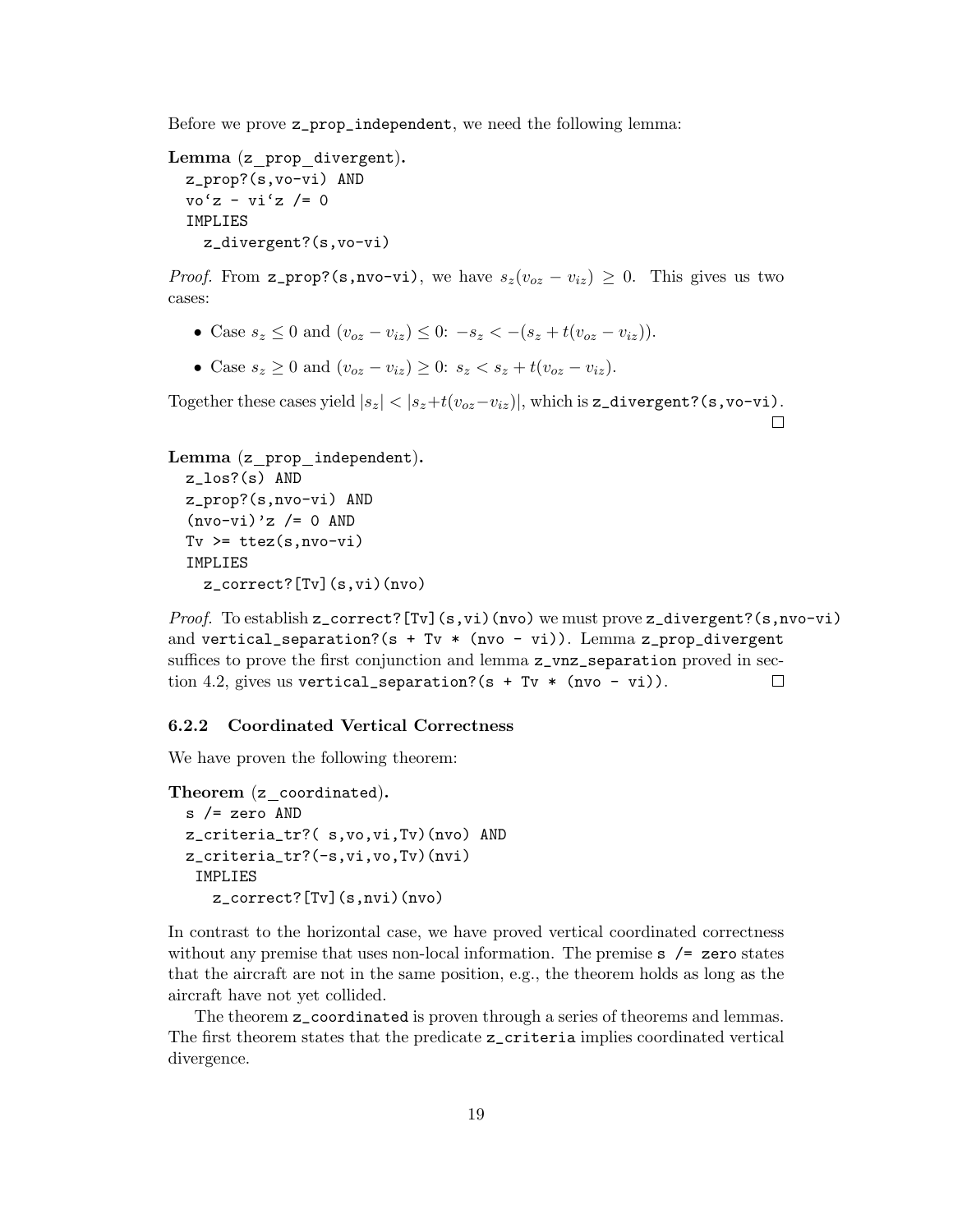Before we prove `z_prop_independent`, we need the following lemma:

**Lemma** (z_prop_divergent).

```
z_prop?(s,vo-vi) AND
vo`z - vi`z /= 0
IMPLIES
  z_divergent?(s,vo-vi)
```

*Proof.* From `z_prop?(s,nvo-vi)`, we have $s_z(v_{oz} - v_{iz}) \geq 0$. This gives us two cases:

- Case $s_z \leq 0$ and $(v_{oz} - v_{iz}) \leq 0$: $-s_z < -(s_z + t(v_{oz} - v_{iz}))$.
- Case $s_z \geq 0$ and $(v_{oz} - v_{iz}) \geq 0$: $s_z < s_z + t(v_{oz} - v_{iz})$.

Together these cases yield $|s_z| < |s_z + t(v_{oz} - v_{iz})|$, which is `z_divergent?(s,vo-vi)`. □

**Lemma** (z_prop_independent).

```
z_los?(s) AND
z_prop?(s,nvo-vi) AND
(nvo-vi)'z /= 0 AND
Tv >= ttez(s,nvo-vi)
IMPLIES
  z_correct?[Tv](s,vi)(nvo)
```

*Proof.* To establish `z_correct?[Tv](s,vi)(nvo)` we must prove `z_divergent?(s,nvo-vi)` and `vertical_separation?(s + Tv * (nvo - vi))`. Lemma `z_prop_divergent` suffices to prove the first conjunction and lemma `z_vnz_separation` proved in section 4.2, gives us `vertical_separation?(s + Tv * (nvo - vi))`. □

### 6.2.2 Coordinated Vertical Correctness

We have proven the following theorem:

**Theorem** (z_coordinated).

```
s /= zero AND
z_criteria_tr?( s,vo,vi,Tv)(nvo) AND
z_criteria_tr?(-s,vi,vo,Tv)(nvi)
 IMPLIES
   z_correct?[Tv](s,nvi)(nvo)
```

In contrast to the horizontal case, we have proved vertical coordinated correctness without any premise that uses non-local information. The premise `s /= zero` states that the aircraft are not in the same position, e.g., the theorem holds as long as the aircraft have not yet collided.

The theorem `z_coordinated` is proven through a series of theorems and lemmas. The first theorem states that the predicate `z_criteria` implies coordinated vertical divergence.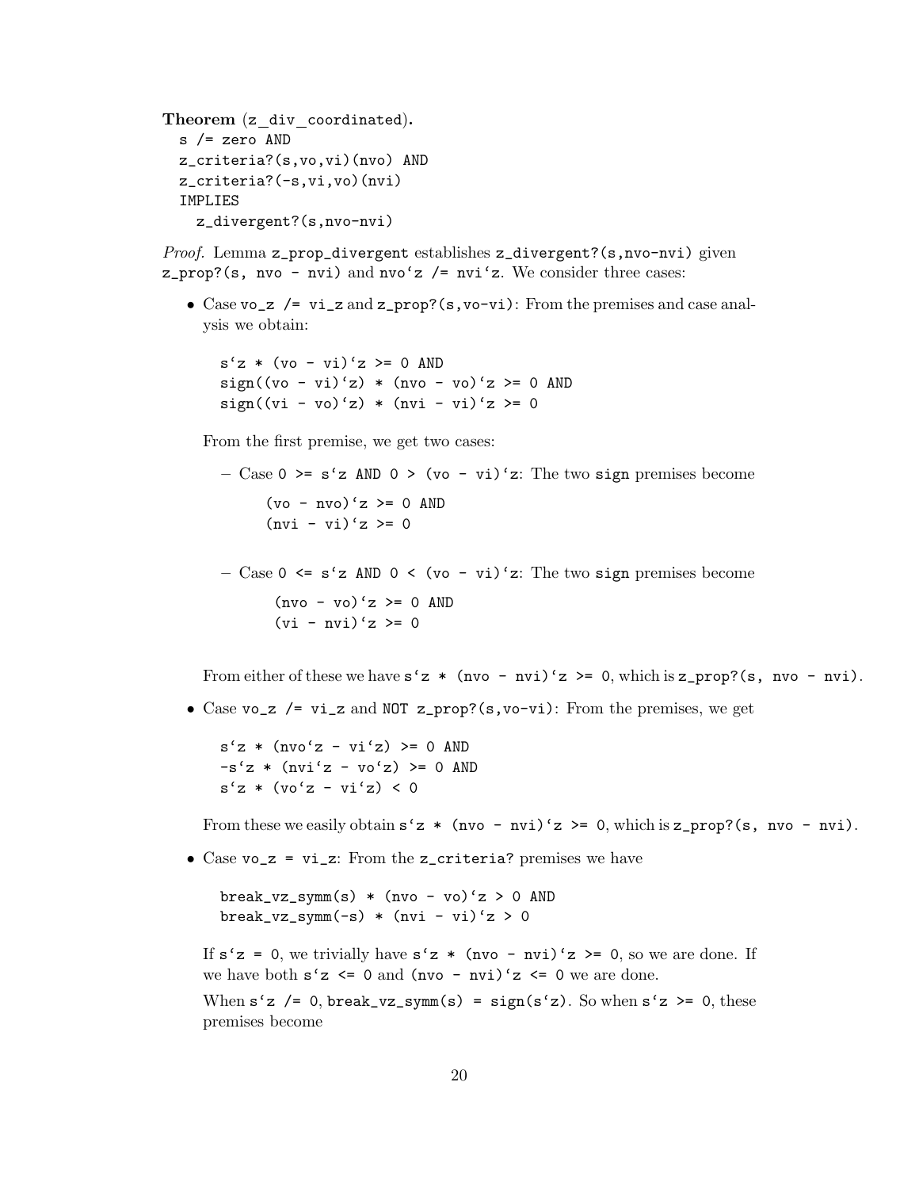**Theorem** (`z_div_coordinated`).

```
s /= zero AND
z_criteria?(s,vo,vi)(nvo) AND
z_criteria?(-s,vi,vo)(nvi)
IMPLIES
  z_divergent?(s,nvo-nvi)
```

*Proof.* Lemma `z_prop_divergent` establishes `z_divergent?(s,nvo-nvi)` given `z_prop?(s, nvo - nvi)` and `nvo‘z /= nvi‘z`. We consider three cases:

- Case `vo_z /= vi_z` and `z_prop?(s,vo-vi)`: From the premises and case analysis we obtain:

  ```
  s‘z * (vo - vi)‘z >= 0 AND
  sign((vo - vi)‘z) * (nvo - vo)‘z >= 0 AND
  sign((vi - vo)‘z) * (nvi - vi)‘z >= 0
  ```

  From the first premise, we get two cases:

  - Case `0 >= s‘z AND 0 > (vo - vi)‘z`: The two `sign` premises become

    ```
    (vo - nvo)‘z >= 0 AND
    (nvi - vi)‘z >= 0
    ```

  - Case `0 <= s‘z AND 0 < (vo - vi)‘z`: The two `sign` premises become

    ```
    (nvo - vo)‘z >= 0 AND
    (vi - nvi)‘z >= 0
    ```

  From either of these we have `s‘z * (nvo - nvi)‘z >= 0`, which is `z_prop?(s, nvo - nvi)`.

- Case `vo_z /= vi_z` and `NOT z_prop?(s,vo-vi)`: From the premises, we get

  ```
  s‘z * (nvo‘z - vi‘z) >= 0 AND
  -s‘z * (nvi‘z - vo‘z) >= 0 AND
  s‘z * (vo‘z - vi‘z) < 0
  ```

  From these we easily obtain `s‘z * (nvo - nvi)‘z >= 0`, which is `z_prop?(s, nvo - nvi)`.

- Case `vo_z = vi_z`: From the `z_criteria?` premises we have

  ```
  break_vz_symm(s) * (nvo - vo)‘z > 0 AND
  break_vz_symm(-s) * (nvi - vi)‘z > 0
  ```

  If `s‘z = 0`, we trivially have `s‘z * (nvo - nvi)‘z >= 0`, so we are done. If we have both `s‘z <= 0` and `(nvo - nvi)‘z <= 0` we are done.

  When `s‘z /= 0`, `break_vz_symm(s) = sign(s‘z)`. So when `s‘z >= 0`, these premises become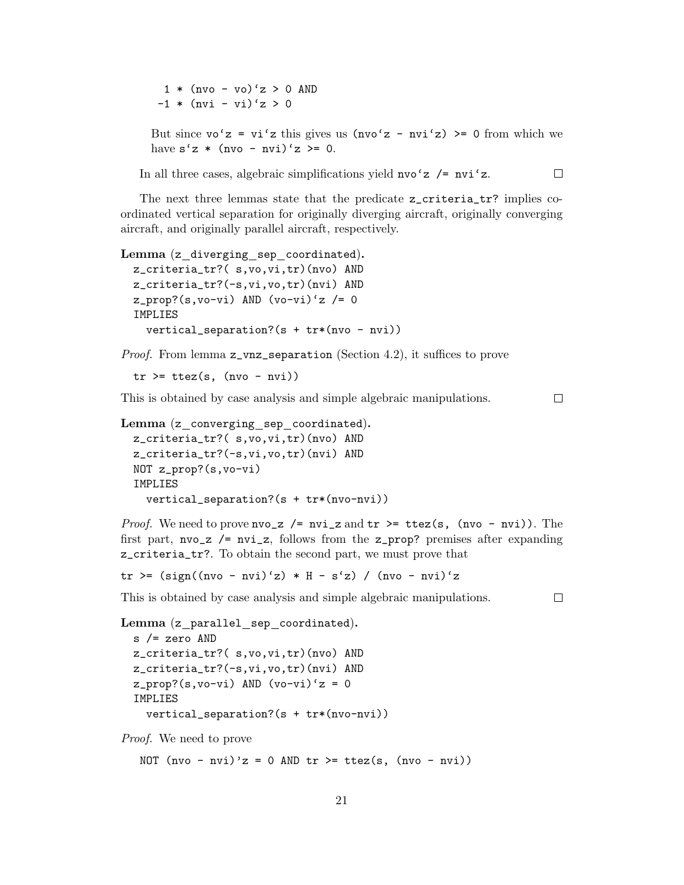```
  1 * (nvo - vo)`z > 0 AND
 -1 * (nvi - vi)`z > 0
```

But since `vo`z = vi`z` this gives us `(nvo`z - nvi`z) >= 0` from which we have `s`z * (nvo - nvi)`z >= 0`.

In all three cases, algebraic simplifications yield `nvo`z /= nvi`z`. □

The next three lemmas state that the predicate `z_criteria_tr?` implies coordinated vertical separation for originally diverging aircraft, originally converging aircraft, and originally parallel aircraft, respectively.

**Lemma** (z_diverging_sep_coordinated)**.**

```
z_criteria_tr?( s,vo,vi,tr)(nvo) AND
z_criteria_tr?(-s,vi,vo,tr)(nvi) AND
z_prop?(s,vo-vi) AND (vo-vi)`z /= 0
IMPLIES
  vertical_separation?(s + tr*(nvo - nvi))
```

*Proof.* From lemma `z_vnz_separation` (Section 4.2), it suffices to prove

```
tr >= ttez(s, (nvo - nvi))
```

This is obtained by case analysis and simple algebraic manipulations. □

**Lemma** (z_converging_sep_coordinated)**.**

```
z_criteria_tr?( s,vo,vi,tr)(nvo) AND
z_criteria_tr?(-s,vi,vo,tr)(nvi) AND
NOT z_prop?(s,vo-vi)
IMPLIES
  vertical_separation?(s + tr*(nvo-nvi))
```

*Proof.* We need to prove `nvo_z /= nvi_z` and `tr >= ttez(s, (nvo - nvi))`. The first part, `nvo_z /= nvi_z`, follows from the `z_prop?` premises after expanding `z_criteria_tr?`. To obtain the second part, we must prove that

```
tr >= (sign((nvo - nvi)`z) * H - s`z) / (nvo - nvi)`z
```

This is obtained by case analysis and simple algebraic manipulations. □

**Lemma** (z_parallel_sep_coordinated)**.**

```
s /= zero AND
z_criteria_tr?( s,vo,vi,tr)(nvo) AND
z_criteria_tr?(-s,vi,vo,tr)(nvi) AND
z_prop?(s,vo-vi) AND (vo-vi)`z = 0
IMPLIES
  vertical_separation?(s + tr*(nvo-nvi))
```

*Proof.* We need to prove

```
NOT (nvo - nvi)'z = 0 AND tr >= ttez(s, (nvo - nvi))
```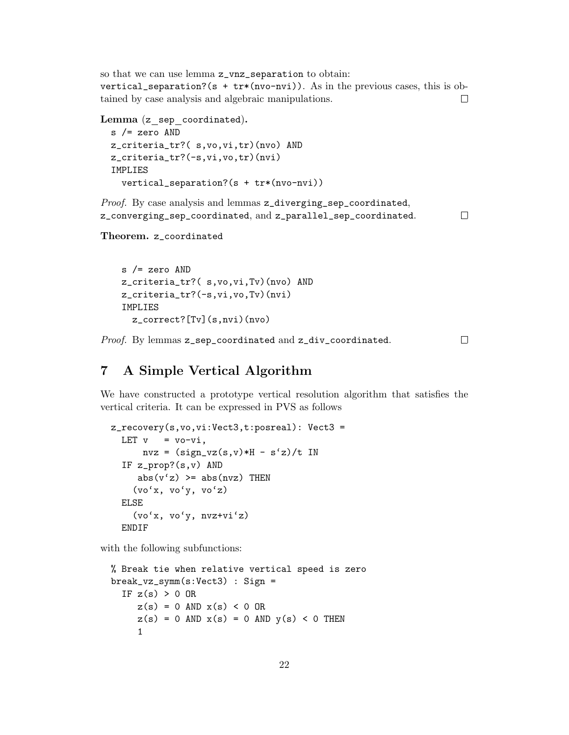so that we can use lemma `z_vnz_separation` to obtain:
`vertical_separation?(s + tr*(nvo-nvi))`. As in the previous cases, this is obtained by case analysis and algebraic manipulations. □

**Lemma** (z_sep_coordinated)**.**

```
s /= zero AND
z_criteria_tr?( s,vo,vi,tr)(nvo) AND
z_criteria_tr?(-s,vi,vo,tr)(nvi)
IMPLIES
  vertical_separation?(s + tr*(nvo-nvi))
```

*Proof.* By case analysis and lemmas `z_diverging_sep_coordinated`, `z_converging_sep_coordinated`, and `z_parallel_sep_coordinated`. □

**Theorem.** `z_coordinated`

```
s /= zero AND
z_criteria_tr?( s,vo,vi,Tv)(nvo) AND
z_criteria_tr?(-s,vi,vo,Tv)(nvi)
IMPLIES
  z_correct?[Tv](s,nvi)(nvo)
```

*Proof.* By lemmas `z_sep_coordinated` and `z_div_coordinated`. □

## 7 A Simple Vertical Algorithm

We have constructed a prototype vertical resolution algorithm that satisfies the vertical criteria. It can be expressed in PVS as follows

```
z_recovery(s,vo,vi:Vect3,t:posreal): Vect3 =
  LET v   = vo-vi,
      nvz = (sign_vz(s,v)*H - s`z)/t IN
  IF z_prop?(s,v) AND
     abs(v`z) >= abs(nvz) THEN
    (vo`x, vo`y, vo`z)
  ELSE
    (vo`x, vo`y, nvz+vi`z)
  ENDIF
```

with the following subfunctions:

```
% Break tie when relative vertical speed is zero
break_vz_symm(s:Vect3) : Sign =
  IF z(s) > 0 OR
     z(s) = 0 AND x(s) < 0 OR
     z(s) = 0 AND x(s) = 0 AND y(s) < 0 THEN
     1
```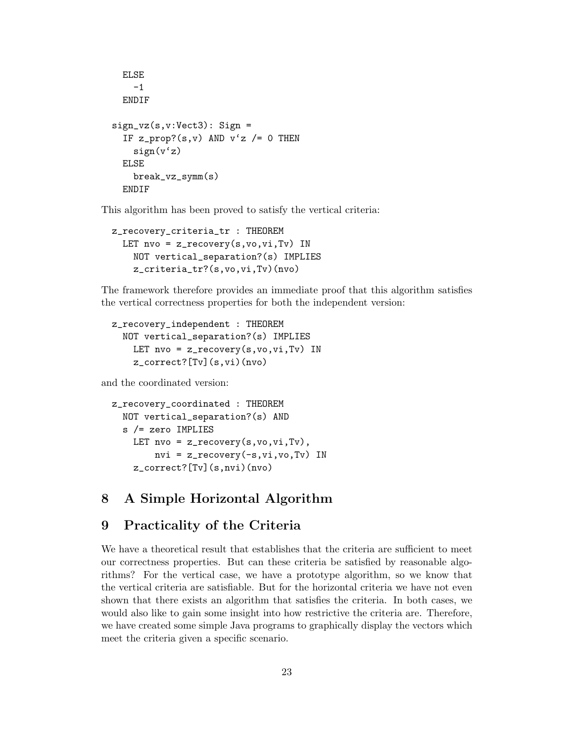```
    ELSE
      -1
    ENDIF

  sign_vz(s,v:Vect3): Sign =
    IF z_prop?(s,v) AND v`z /= 0 THEN
      sign(v`z)
    ELSE
      break_vz_symm(s)
    ENDIF
```

This algorithm has been proved to satisfy the vertical criteria:

```
  z_recovery_criteria_tr : THEOREM
    LET nvo = z_recovery(s,vo,vi,Tv) IN
      NOT vertical_separation?(s) IMPLIES
      z_criteria_tr?(s,vo,vi,Tv)(nvo)
```

The framework therefore provides an immediate proof that this algorithm satisfies the vertical correctness properties for both the independent version:

```
  z_recovery_independent : THEOREM
    NOT vertical_separation?(s) IMPLIES
      LET nvo = z_recovery(s,vo,vi,Tv) IN
      z_correct?[Tv](s,vi)(nvo)
```

and the coordinated version:

```
  z_recovery_coordinated : THEOREM
    NOT vertical_separation?(s) AND
    s /= zero IMPLIES
      LET nvo = z_recovery(s,vo,vi,Tv),
          nvi = z_recovery(-s,vi,vo,Tv) IN
      z_correct?[Tv](s,nvi)(nvo)
```

## 8 A Simple Horizontal Algorithm

## 9 Practicality of the Criteria

We have a theoretical result that establishes that the criteria are sufficient to meet our correctness properties. But can these criteria be satisfied by reasonable algorithms? For the vertical case, we have a prototype algorithm, so we know that the vertical criteria are satisfiable. But for the horizontal criteria we have not even shown that there exists an algorithm that satisfies the criteria. In both cases, we would also like to gain some insight into how restrictive the criteria are. Therefore, we have created some simple Java programs to graphically display the vectors which meet the criteria given a specific scenario.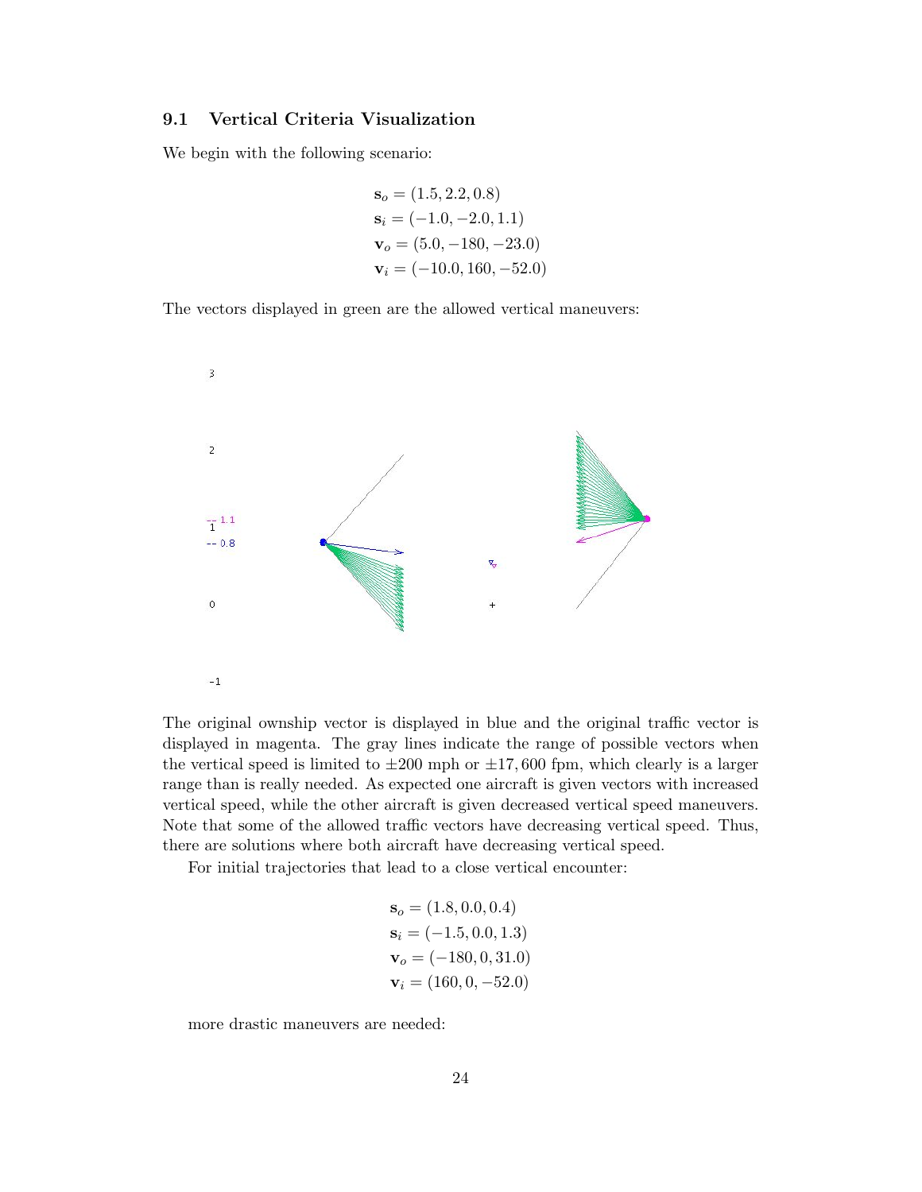### 9.1 Vertical Criteria Visualization

We begin with the following scenario:

$$\mathbf{s}_o = (1.5, 2.2, 0.8)$$
$$\mathbf{s}_i = (-1.0, -2.0, 1.1)$$
$$\mathbf{v}_o = (5.0, -180, -23.0)$$
$$\mathbf{v}_i = (-10.0, 160, -52.0)$$

The vectors displayed in green are the allowed vertical maneuvers:

The original ownship vector is displayed in blue and the original traffic vector is displayed in magenta. The gray lines indicate the range of possible vectors when the vertical speed is limited to $\pm 200$ mph or $\pm 17,600$ fpm, which clearly is a larger range than is really needed. As expected one aircraft is given vectors with increased vertical speed, while the other aircraft is given decreased vertical speed maneuvers. Note that some of the allowed traffic vectors have decreasing vertical speed. Thus, there are solutions where both aircraft have decreasing vertical speed.

For initial trajectories that lead to a close vertical encounter:

$$\mathbf{s}_o = (1.8, 0.0, 0.4)$$
$$\mathbf{s}_i = (-1.5, 0.0, 1.3)$$
$$\mathbf{v}_o = (-180, 0, 31.0)$$
$$\mathbf{v}_i = (160, 0, -52.0)$$

more drastic maneuvers are needed: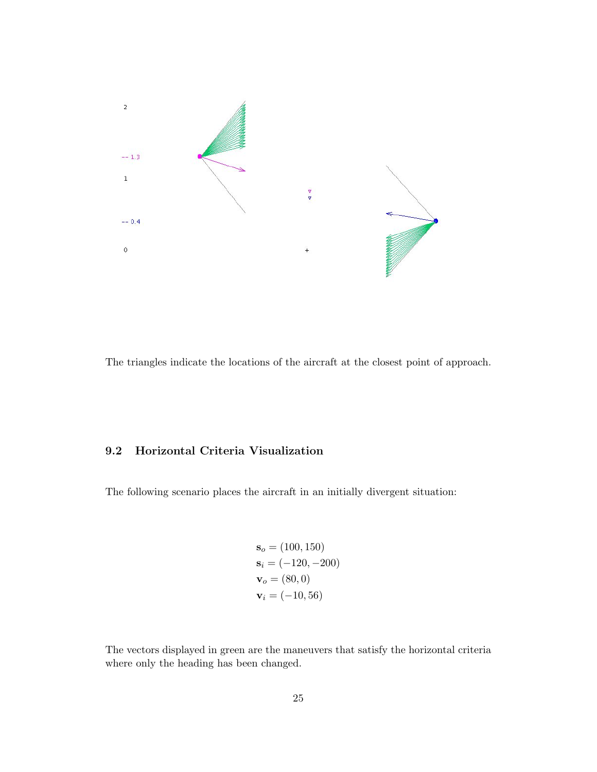The triangles indicate the locations of the aircraft at the closest point of approach.

## 9.2 Horizontal Criteria Visualization

The following scenario places the aircraft in an initially divergent situation:

$$
\begin{aligned}
\mathbf{s}_o &= (100, 150) \\
\mathbf{s}_i &= (-120, -200) \\
\mathbf{v}_o &= (80, 0) \\
\mathbf{v}_i &= (-10, 56)
\end{aligned}
$$

The vectors displayed in green are the maneuvers that satisfy the horizontal criteria where only the heading has been changed.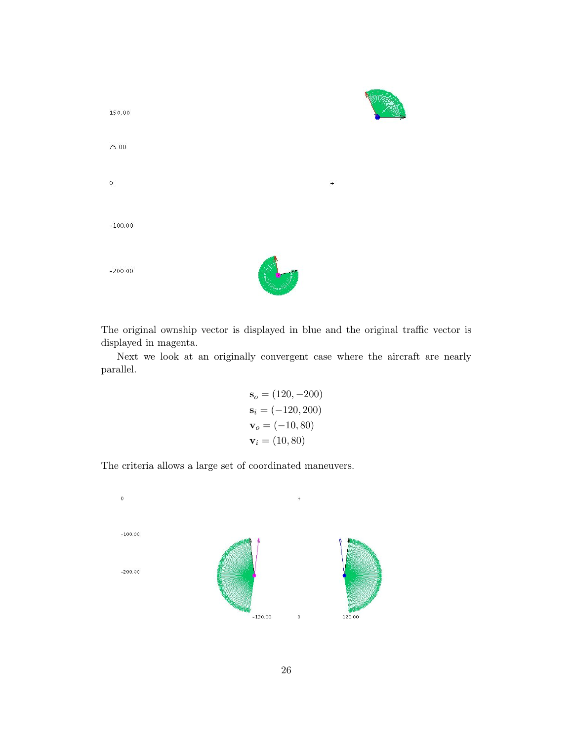The original ownship vector is displayed in blue and the original traffic vector is displayed in magenta.

Next we look at an originally convergent case where the aircraft are nearly parallel.

$$
\begin{aligned}
\mathbf{s}_o &= (120, -200) \\
\mathbf{s}_i &= (-120, 200) \\
\mathbf{v}_o &= (-10, 80) \\
\mathbf{v}_i &= (10, 80)
\end{aligned}
$$

The criteria allows a large set of coordinated maneuvers.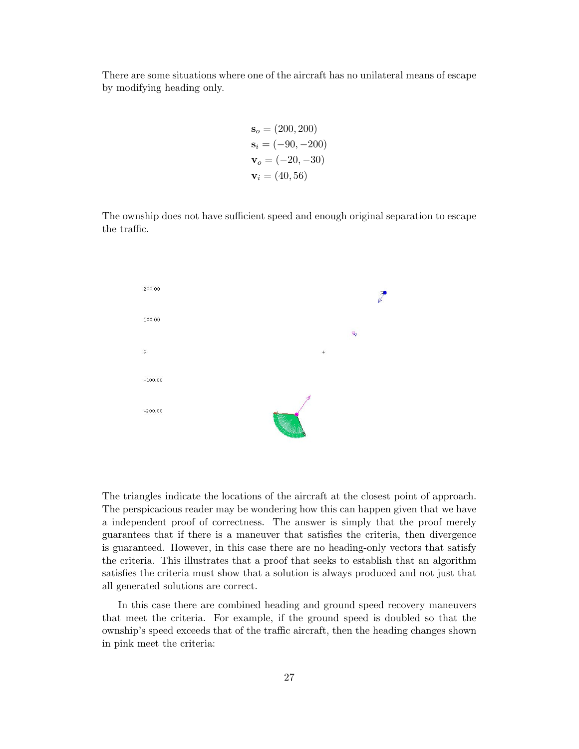There are some situations where one of the aircraft has no unilateral means of escape by modifying heading only.

$$
\begin{aligned}
\mathbf{s}_o &= (200, 200) \\
\mathbf{s}_i &= (-90, -200) \\
\mathbf{v}_o &= (-20, -30) \\
\mathbf{v}_i &= (40, 56)
\end{aligned}
$$

The ownship does not have sufficient speed and enough original separation to escape the traffic.

The triangles indicate the locations of the aircraft at the closest point of approach. The perspicacious reader may be wondering how this can happen given that we have a independent proof of correctness. The answer is simply that the proof merely guarantees that if there is a maneuver that satisfies the criteria, then divergence is guaranteed. However, in this case there are no heading-only vectors that satisfy the criteria. This illustrates that a proof that seeks to establish that an algorithm satisfies the criteria must show that a solution is always produced and not just that all generated solutions are correct.

In this case there are combined heading and ground speed recovery maneuvers that meet the criteria. For example, if the ground speed is doubled so that the ownship's speed exceeds that of the traffic aircraft, then the heading changes shown in pink meet the criteria: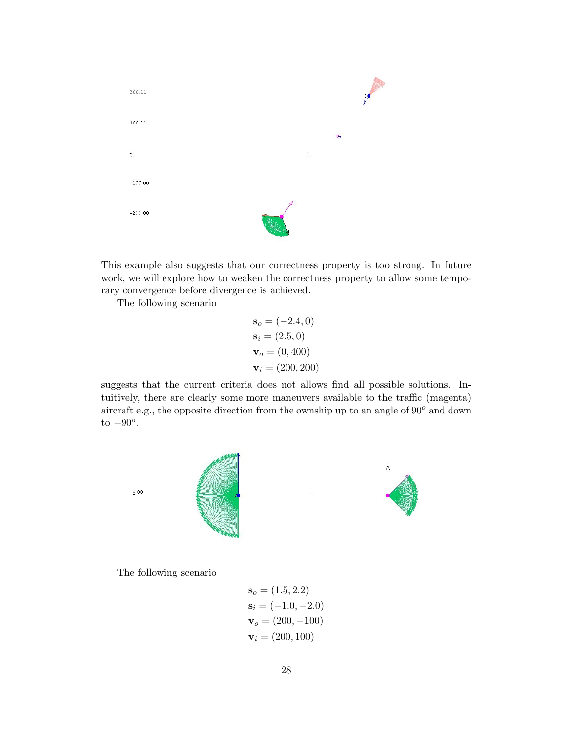This example also suggests that our correctness property is too strong. In future work, we will explore how to weaken the correctness property to allow some temporary convergence before divergence is achieved.

The following scenario

$$
\begin{aligned}
\mathbf{s}_o &= (-2.4, 0) \\
\mathbf{s}_i &= (2.5, 0) \\
\mathbf{v}_o &= (0, 400) \\
\mathbf{v}_i &= (200, 200)
\end{aligned}
$$

suggests that the current criteria does not allows find all possible solutions. Intuitively, there are clearly some more maneuvers available to the traffic (magenta) aircraft e.g., the opposite direction from the ownship up to an angle of $90^o$ and down to $-90^o$.

The following scenario

$$
\begin{aligned}
\mathbf{s}_o &= (1.5, 2.2) \\
\mathbf{s}_i &= (-1.0, -2.0) \\
\mathbf{v}_o &= (200, -100) \\
\mathbf{v}_i &= (200, 100)
\end{aligned}
$$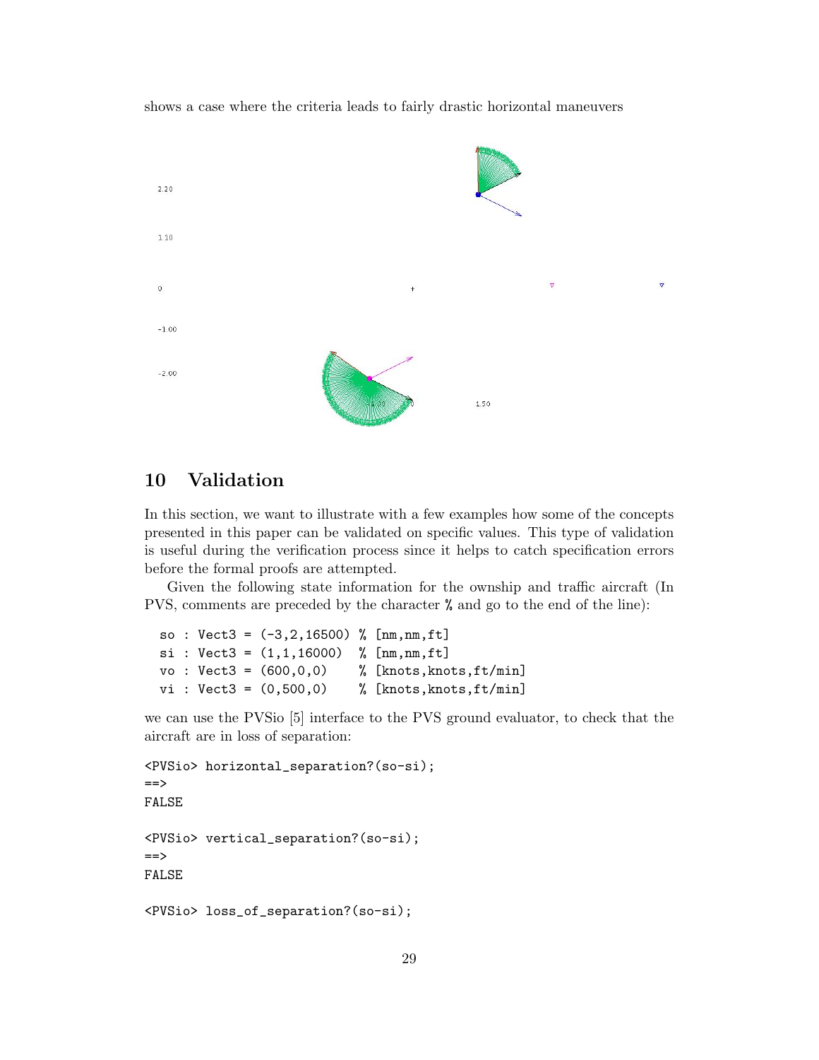shows a case where the criteria leads to fairly drastic horizontal maneuvers

## 10 Validation

In this section, we want to illustrate with a few examples how some of the concepts presented in this paper can be validated on specific values. This type of validation is useful during the verification process since it helps to catch specification errors before the formal proofs are attempted.

Given the following state information for the ownship and traffic aircraft (In PVS, comments are preceded by the character % and go to the end of the line):

```
so : Vect3 = (-3,2,16500) % [nm,nm,ft]
si : Vect3 = (1,1,16000)  % [nm,nm,ft]
vo : Vect3 = (600,0,0)    % [knots,knots,ft/min]
vi : Vect3 = (0,500,0)    % [knots,knots,ft/min]
```

we can use the PVSio [5] interface to the PVS ground evaluator, to check that the aircraft are in loss of separation:

```
<PVSio> horizontal_separation?(so-si);
==>
FALSE

<PVSio> vertical_separation?(so-si);
==>
FALSE

<PVSio> loss_of_separation?(so-si);
```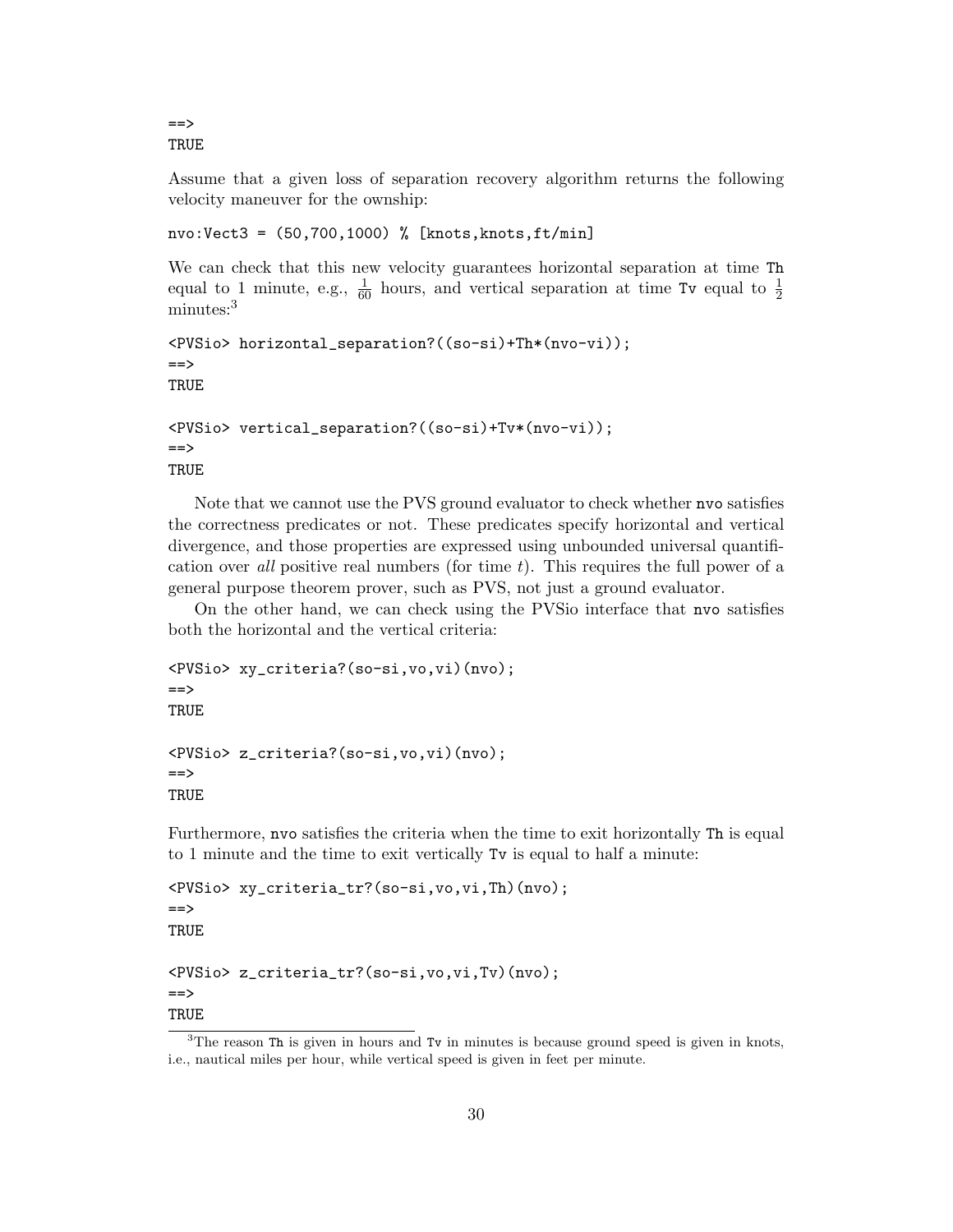```
==>
TRUE
```

Assume that a given loss of separation recovery algorithm returns the following velocity maneuver for the ownship:

```
nvo:Vect3 = (50,700,1000) % [knots,knots,ft/min]
```

We can check that this new velocity guarantees horizontal separation at time Th equal to 1 minute, e.g., $\frac{1}{60}$ hours, and vertical separation at time Tv equal to $\frac{1}{2}$ minutes:[3]

```
<PVSio> horizontal_separation?((so-si)+Th*(nvo-vi));
==>
TRUE

<PVSio> vertical_separation?((so-si)+Tv*(nvo-vi));
==>
TRUE
```

Note that we cannot use the PVS ground evaluator to check whether nvo satisfies the correctness predicates or not. These predicates specify horizontal and vertical divergence, and those properties are expressed using unbounded universal quantification over *all* positive real numbers (for time $t$). This requires the full power of a general purpose theorem prover, such as PVS, not just a ground evaluator.

On the other hand, we can check using the PVSio interface that nvo satisfies both the horizontal and the vertical criteria:

```
<PVSio> xy_criteria?(so-si,vo,vi)(nvo);
==>
TRUE

<PVSio> z_criteria?(so-si,vo,vi)(nvo);
==>
TRUE
```

Furthermore, nvo satisfies the criteria when the time to exit horizontally Th is equal to 1 minute and the time to exit vertically Tv is equal to half a minute:

```
<PVSio> xy_criteria_tr?(so-si,vo,vi,Th)(nvo);
==>
TRUE

<PVSio> z_criteria_tr?(so-si,vo,vi,Tv)(nvo);
==>
TRUE
```

[3] The reason Th is given in hours and Tv in minutes is because ground speed is given in knots, i.e., nautical miles per hour, while vertical speed is given in feet per minute.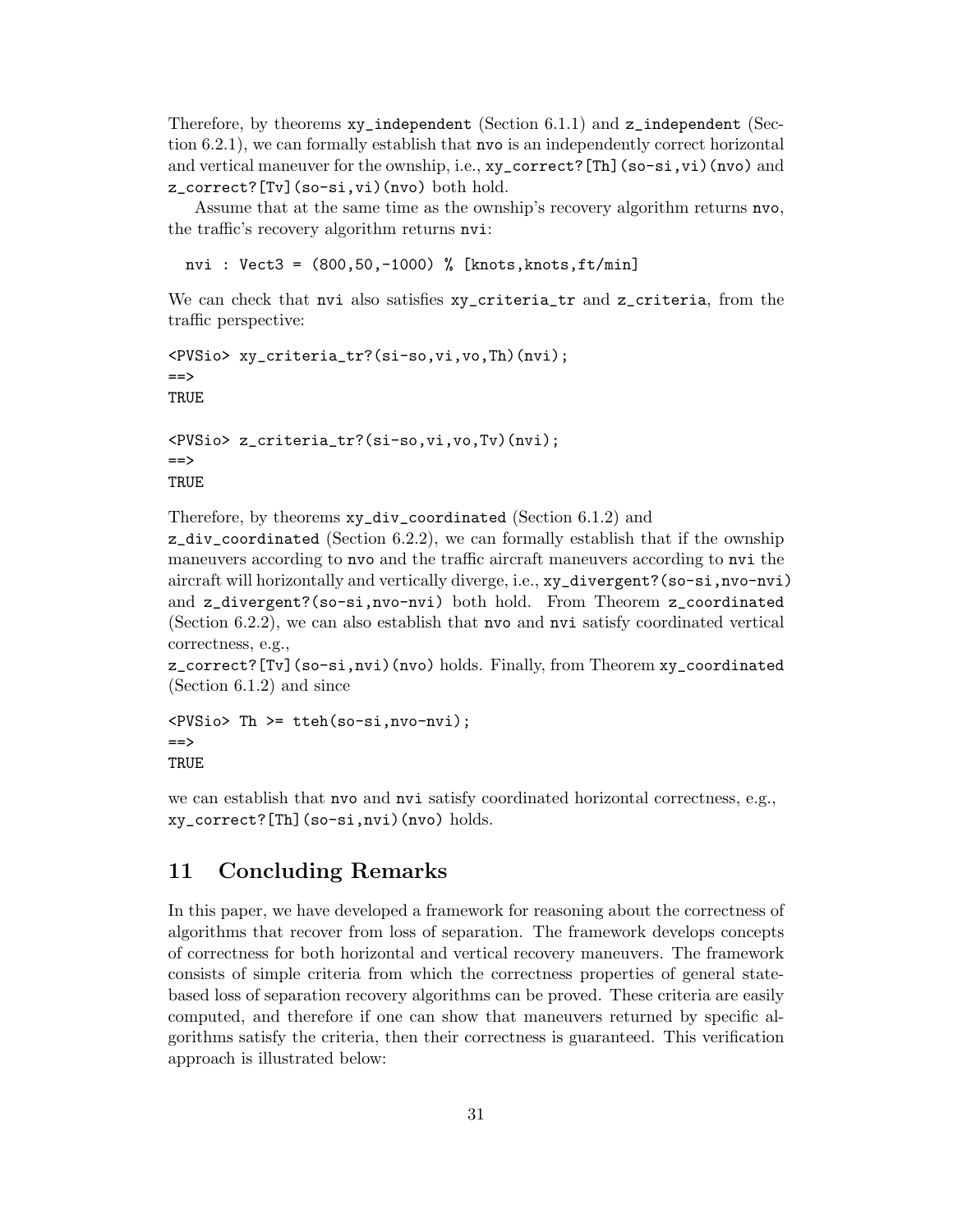Therefore, by theorems `xy_independent` (Section 6.1.1) and `z_independent` (Section 6.2.1), we can formally establish that `nvo` is an independently correct horizontal and vertical maneuver for the ownship, i.e., `xy_correct?[Th](so-si,vi)(nvo)` and `z_correct?[Tv](so-si,vi)(nvo)` both hold.

Assume that at the same time as the ownship's recovery algorithm returns `nvo`, the traffic's recovery algorithm returns `nvi`:

```
nvi : Vect3 = (800,50,-1000) % [knots,knots,ft/min]
```

We can check that `nvi` also satisfies `xy_criteria_tr` and `z_criteria`, from the traffic perspective:

```
<PVSio> xy_criteria_tr?(si-so,vi,vo,Th)(nvi);
==>
TRUE

<PVSio> z_criteria_tr?(si-so,vi,vo,Tv)(nvi);
==>
TRUE
```

Therefore, by theorems `xy_div_coordinated` (Section 6.1.2) and `z_div_coordinated` (Section 6.2.2), we can formally establish that if the ownship maneuvers according to `nvo` and the traffic aircraft maneuvers according to `nvi` the aircraft will horizontally and vertically diverge, i.e., `xy_divergent?(so-si,nvo-nvi)` and `z_divergent?(so-si,nvo-nvi)` both hold. From Theorem `z_coordinated` (Section 6.2.2), we can also establish that `nvo` and `nvi` satisfy coordinated vertical correctness, e.g., `z_correct?[Tv](so-si,nvi)(nvo)` holds. Finally, from Theorem `xy_coordinated` (Section 6.1.2) and since

```
<PVSio> Th >= tteh(so-si,nvo-nvi);
==>
TRUE
```

we can establish that `nvo` and `nvi` satisfy coordinated horizontal correctness, e.g., `xy_correct?[Th](so-si,nvi)(nvo)` holds.

## 11 Concluding Remarks

In this paper, we have developed a framework for reasoning about the correctness of algorithms that recover from loss of separation. The framework develops concepts of correctness for both horizontal and vertical recovery maneuvers. The framework consists of simple criteria from which the correctness properties of general state-based loss of separation recovery algorithms can be proved. These criteria are easily computed, and therefore if one can show that maneuvers returned by specific algorithms satisfy the criteria, then their correctness is guaranteed. This verification approach is illustrated below: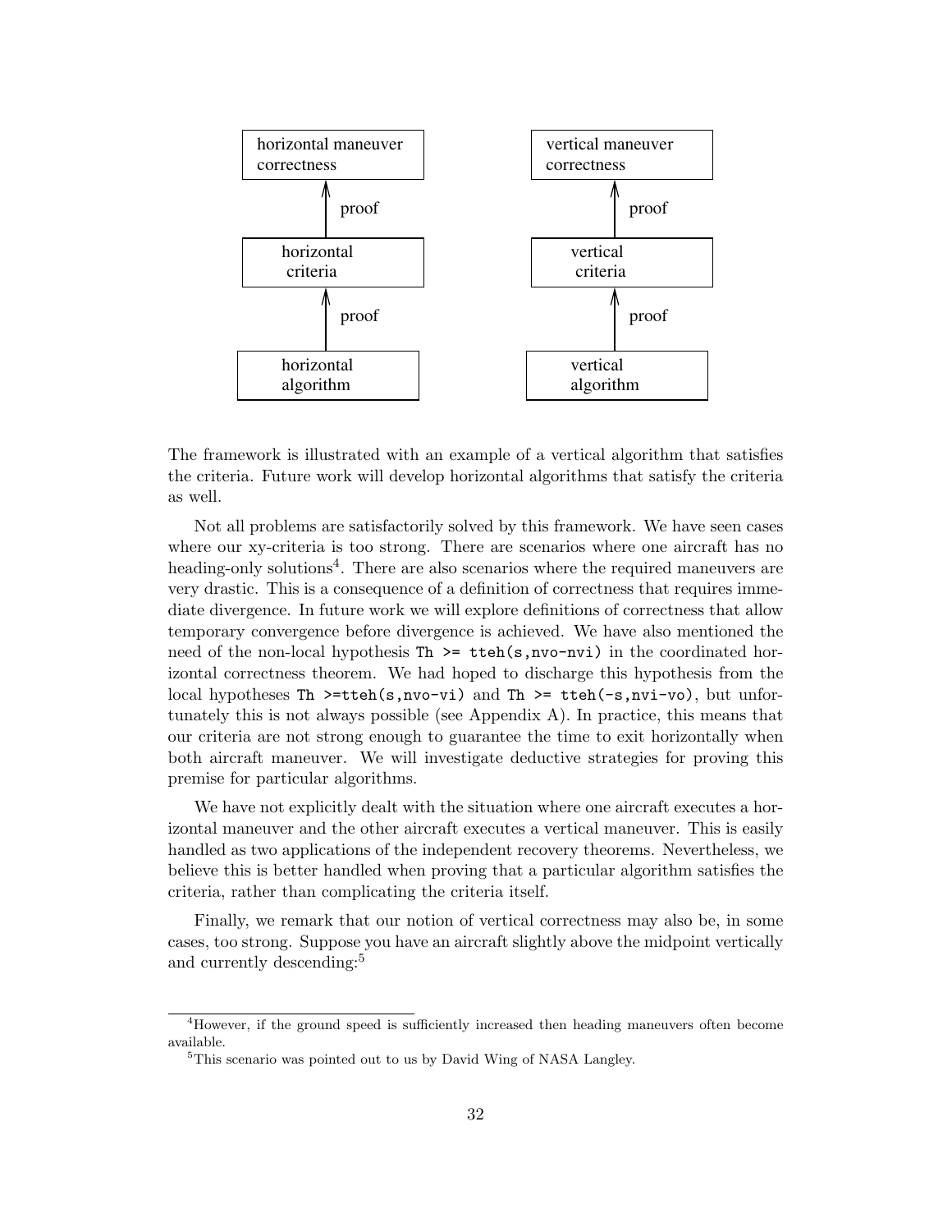```
horizontal maneuver          vertical maneuver
correctness                  correctness
      ^                            ^
      | proof                      | proof
horizontal                   vertical
criteria                     criteria
      ^                            ^
      | proof                      | proof
horizontal                   vertical
algorithm                    algorithm
```

The framework is illustrated with an example of a vertical algorithm that satisfies the criteria. Future work will develop horizontal algorithms that satisfy the criteria as well.

Not all problems are satisfactorily solved by this framework. We have seen cases where our xy-criteria is too strong. There are scenarios where one aircraft has no heading-only solutions[4]. There are also scenarios where the required maneuvers are very drastic. This is a consequence of a definition of correctness that requires immediate divergence. In future work we will explore definitions of correctness that allow temporary convergence before divergence is achieved. We have also mentioned the need of the non-local hypothesis `Th >= tteh(s,nvo-nvi)` in the coordinated horizontal correctness theorem. We had hoped to discharge this hypothesis from the local hypotheses `Th >=tteh(s,nvo-vi)` and `Th >= tteh(-s,nvi-vo)`, but unfortunately this is not always possible (see Appendix A). In practice, this means that our criteria are not strong enough to guarantee the time to exit horizontally when both aircraft maneuver. We will investigate deductive strategies for proving this premise for particular algorithms.

We have not explicitly dealt with the situation where one aircraft executes a horizontal maneuver and the other aircraft executes a vertical maneuver. This is easily handled as two applications of the independent recovery theorems. Nevertheless, we believe this is better handled when proving that a particular algorithm satisfies the criteria, rather than complicating the criteria itself.

Finally, we remark that our notion of vertical correctness may also be, in some cases, too strong. Suppose you have an aircraft slightly above the midpoint vertically and currently descending:[5]

---

[4] However, if the ground speed is sufficiently increased then heading maneuvers often become available.

[5] This scenario was pointed out to us by David Wing of NASA Langley.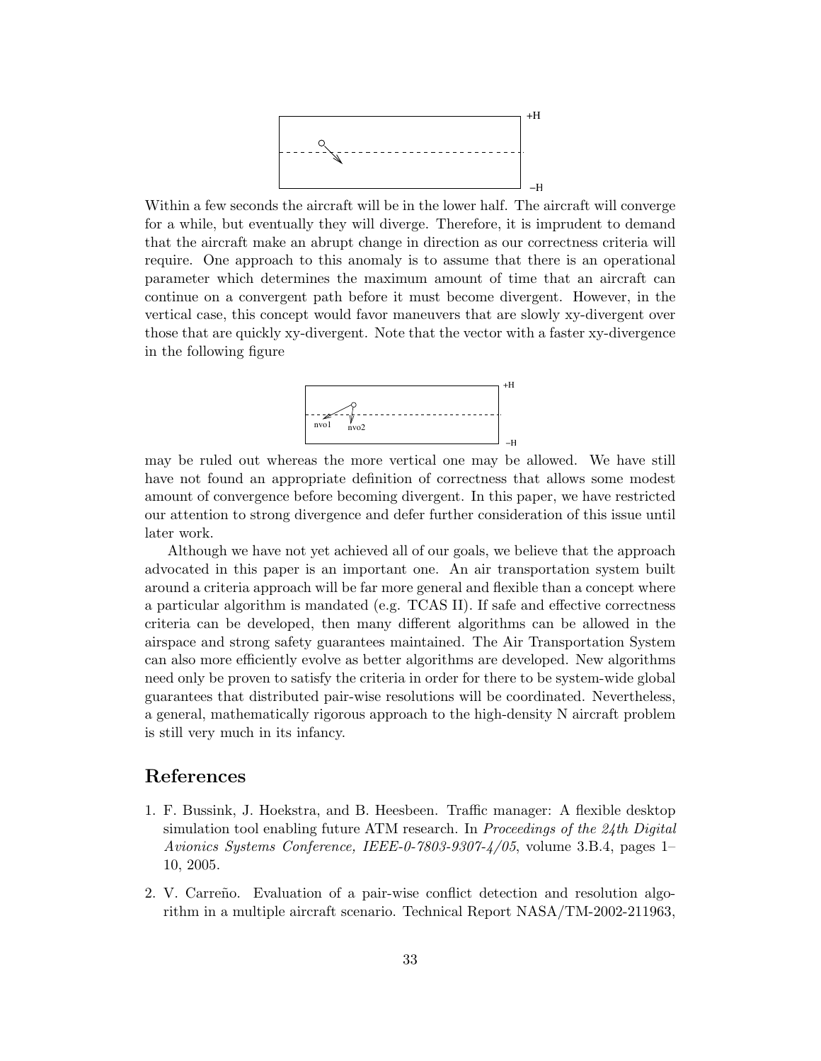Within a few seconds the aircraft will be in the lower half. The aircraft will converge for a while, but eventually they will diverge. Therefore, it is imprudent to demand that the aircraft make an abrupt change in direction as our correctness criteria will require. One approach to this anomaly is to assume that there is an operational parameter which determines the maximum amount of time that an aircraft can continue on a convergent path before it must become divergent. However, in the vertical case, this concept would favor maneuvers that are slowly xy-divergent over those that are quickly xy-divergent. Note that the vector with a faster xy-divergence in the following figure

may be ruled out whereas the more vertical one may be allowed. We have still have not found an appropriate definition of correctness that allows some modest amount of convergence before becoming divergent. In this paper, we have restricted our attention to strong divergence and defer further consideration of this issue until later work.

Although we have not yet achieved all of our goals, we believe that the approach advocated in this paper is an important one. An air transportation system built around a criteria approach will be far more general and flexible than a concept where a particular algorithm is mandated (e.g. TCAS II). If safe and effective correctness criteria can be developed, then many different algorithms can be allowed in the airspace and strong safety guarantees maintained. The Air Transportation System can also more efficiently evolve as better algorithms are developed. New algorithms need only be proven to satisfy the criteria in order for there to be system-wide global guarantees that distributed pair-wise resolutions will be coordinated. Nevertheless, a general, mathematically rigorous approach to the high-density N aircraft problem is still very much in its infancy.

## References

1. F. Bussink, J. Hoekstra, and B. Heesbeen. Traffic manager: A flexible desktop simulation tool enabling future ATM research. In *Proceedings of the 24th Digital Avionics Systems Conference, IEEE-0-7803-9307-4/05*, volume 3.B.4, pages 1–10, 2005.

2. V. Carreño. Evaluation of a pair-wise conflict detection and resolution algorithm in a multiple aircraft scenario. Technical Report NASA/TM-2002-211963,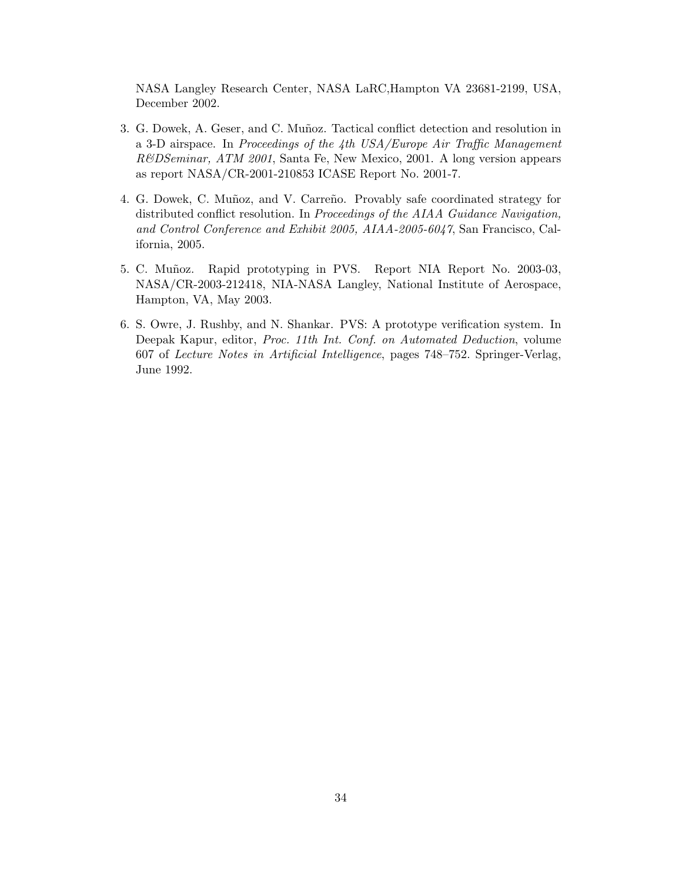NASA Langley Research Center, NASA LaRC,Hampton VA 23681-2199, USA, December 2002.

3. G. Dowek, A. Geser, and C. Muñoz. Tactical conflict detection and resolution in a 3-D airspace. In *Proceedings of the 4th USA/Europe Air Traffic Management R&DSeminar, ATM 2001*, Santa Fe, New Mexico, 2001. A long version appears as report NASA/CR-2001-210853 ICASE Report No. 2001-7.

4. G. Dowek, C. Muñoz, and V. Carreño. Provably safe coordinated strategy for distributed conflict resolution. In *Proceedings of the AIAA Guidance Navigation, and Control Conference and Exhibit 2005, AIAA-2005-6047*, San Francisco, California, 2005.

5. C. Muñoz. Rapid prototyping in PVS. Report NIA Report No. 2003-03, NASA/CR-2003-212418, NIA-NASA Langley, National Institute of Aerospace, Hampton, VA, May 2003.

6. S. Owre, J. Rushby, and N. Shankar. PVS: A prototype verification system. In Deepak Kapur, editor, *Proc. 11th Int. Conf. on Automated Deduction*, volume 607 of *Lecture Notes in Artificial Intelligence*, pages 748–752. Springer-Verlag, June 1992.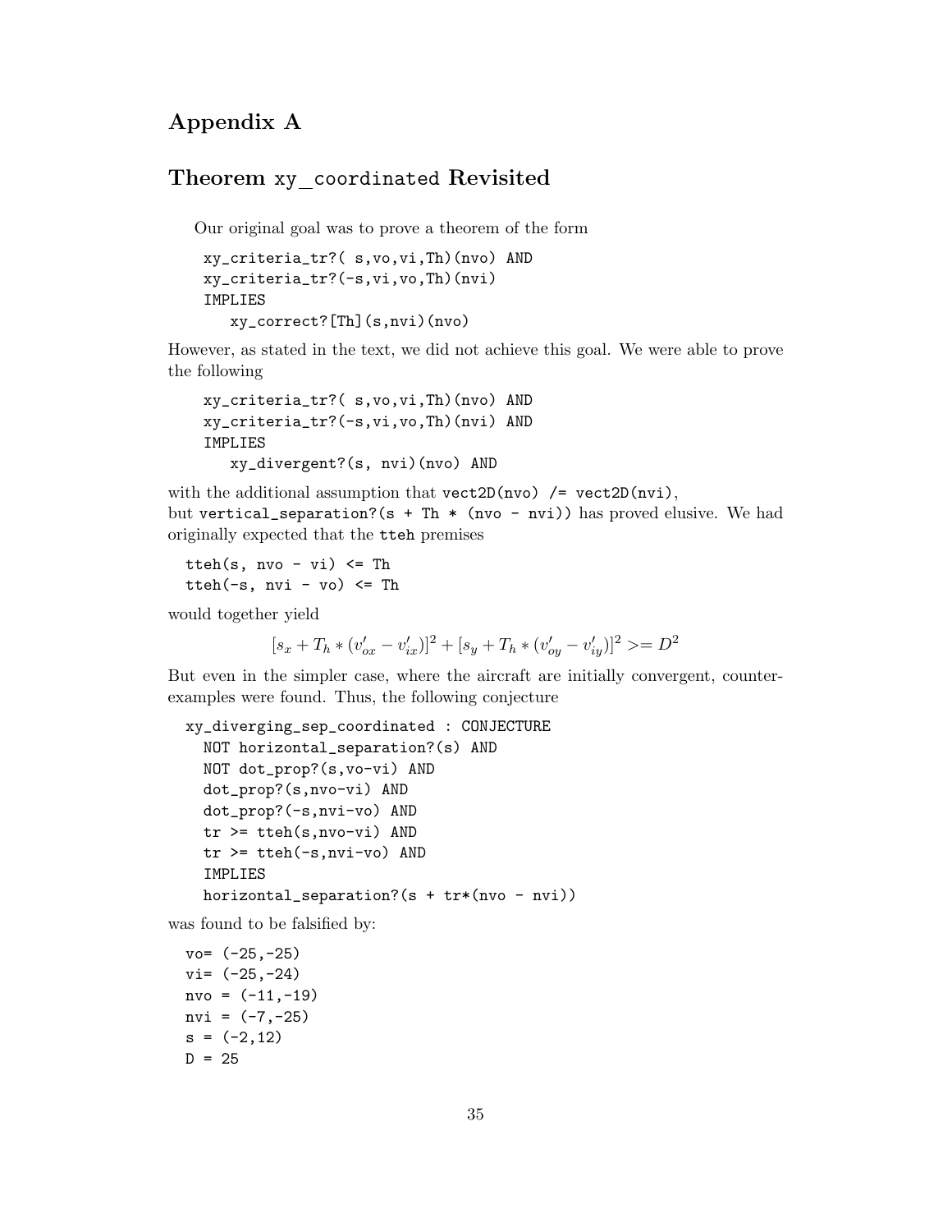// Appendix A

## Theorem `xy_coordinated` Revisited

Our original goal was to prove a theorem of the form

```
xy_criteria_tr?( s,vo,vi,Th)(nvo) AND
xy_criteria_tr?(-s,vi,vo,Th)(nvi)
IMPLIES
   xy_correct?[Th](s,nvi)(nvo)
```

However, as stated in the text, we did not achieve this goal. We were able to prove the following

```
xy_criteria_tr?( s,vo,vi,Th)(nvo) AND
xy_criteria_tr?(-s,vi,vo,Th)(nvi) AND
IMPLIES
   xy_divergent?(s, nvi)(nvo) AND
```

with the additional assumption that `vect2D(nvo) /= vect2D(nvi)`,
but `vertical_separation?(s + Th * (nvo - nvi))` has proved elusive. We had originally expected that the `tteh` premises

```
tteh(s, nvo - vi) <= Th
tteh(-s, nvi - vo) <= Th
```

would together yield

$$[s_x + T_h * (v'_{ox} - v'_{ix})]^2 + [s_y + T_h * (v'_{oy} - v'_{iy})]^2 >= D^2$$

But even in the simpler case, where the aircraft are initially convergent, counterexamples were found. Thus, the following conjecture

```
xy_diverging_sep_coordinated : CONJECTURE
  NOT horizontal_separation?(s) AND
  NOT dot_prop?(s,vo-vi) AND
  dot_prop?(s,nvo-vi) AND
  dot_prop?(-s,nvi-vo) AND
  tr >= tteh(s,nvo-vi) AND
  tr >= tteh(-s,nvi-vo) AND
  IMPLIES
  horizontal_separation?(s + tr*(nvo - nvi))
```

was found to be falsified by:

```
vo= (-25,-25)
vi= (-25,-24)
nvo = (-11,-19)
nvi = (-7,-25)
s = (-2,12)
D = 25
```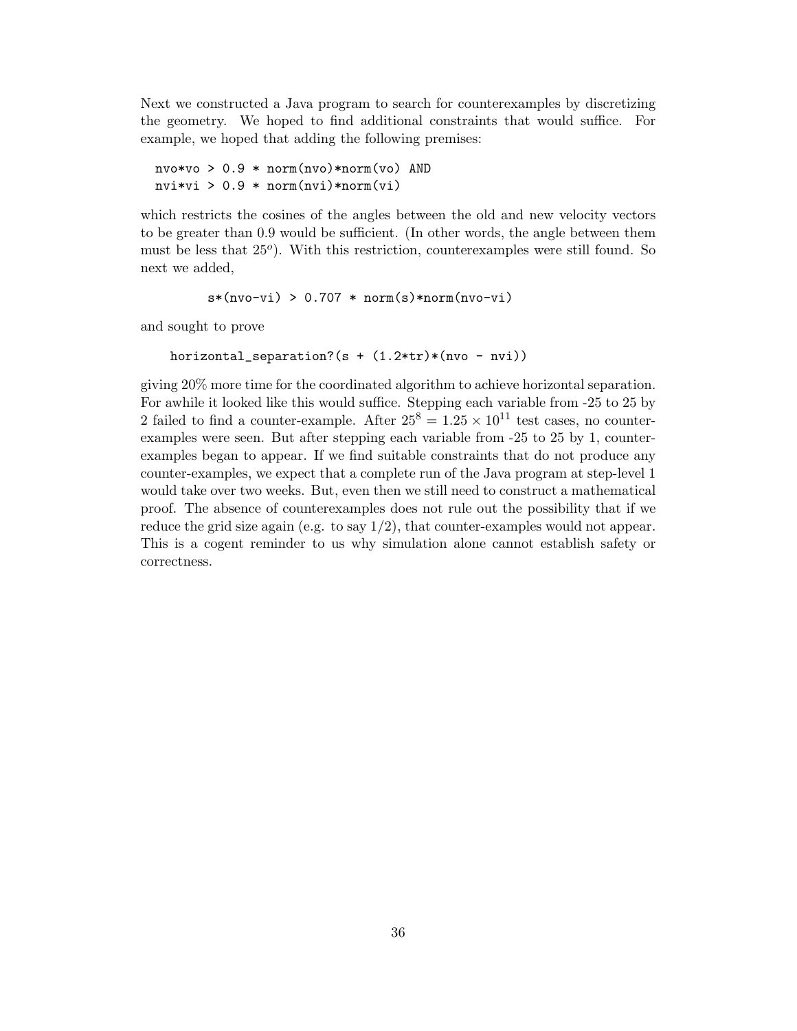Next we constructed a Java program to search for counterexamples by discretizing the geometry. We hoped to find additional constraints that would suffice. For example, we hoped that adding the following premises:

```
nvo*vo > 0.9 * norm(nvo)*norm(vo) AND
nvi*vi > 0.9 * norm(nvi)*norm(vi)
```

which restricts the cosines of the angles between the old and new velocity vectors to be greater than 0.9 would be sufficient. (In other words, the angle between them must be less that $25^o$). With this restriction, counterexamples were still found. So next we added,

```
s*(nvo-vi) > 0.707 * norm(s)*norm(nvo-vi)
```

and sought to prove

```
horizontal_separation?(s + (1.2*tr)*(nvo - nvi))
```

giving 20% more time for the coordinated algorithm to achieve horizontal separation. For awhile it looked like this would suffice. Stepping each variable from -25 to 25 by 2 failed to find a counter-example. After $25^8 = 1.25 \times 10^{11}$ test cases, no counter-examples were seen. But after stepping each variable from -25 to 25 by 1, counter-examples began to appear. If we find suitable constraints that do not produce any counter-examples, we expect that a complete run of the Java program at step-level 1 would take over two weeks. But, even then we still need to construct a mathematical proof. The absence of counterexamples does not rule out the possibility that if we reduce the grid size again (e.g. to say 1/2), that counter-examples would not appear. This is a cogent reminder to us why simulation alone cannot establish safety or correctness.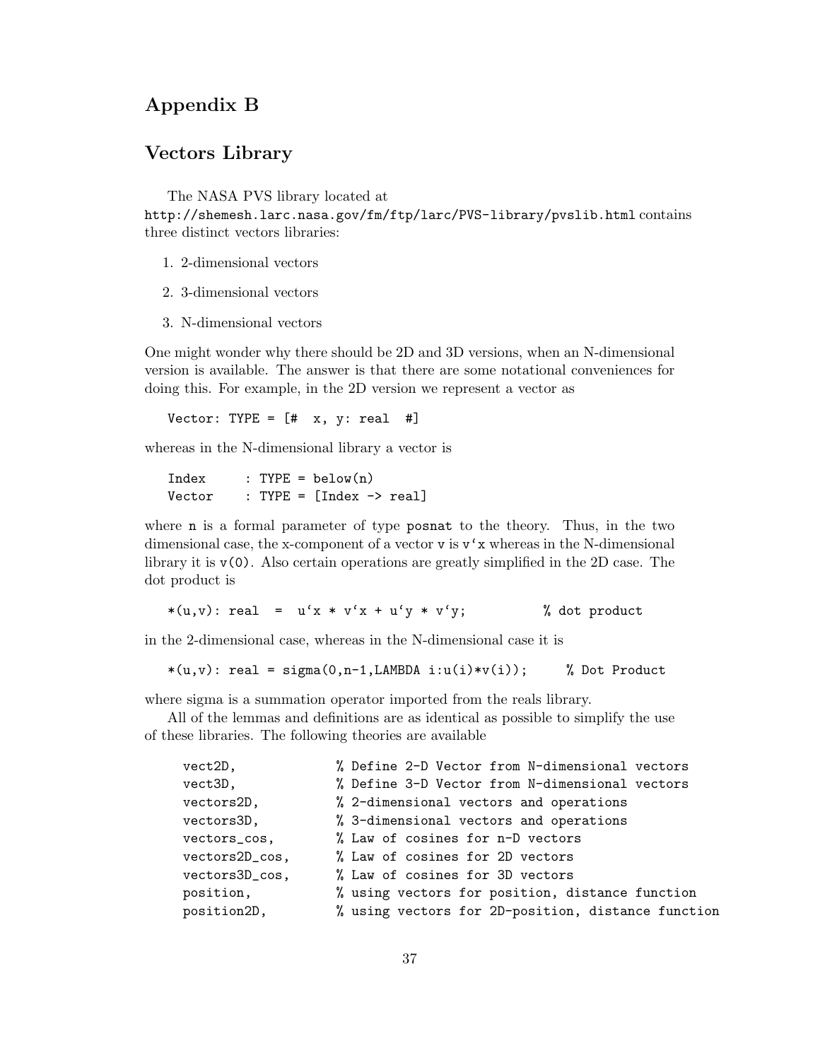# Appendix B

## Vectors Library

The NASA PVS library located at
`http://shemesh.larc.nasa.gov/fm/ftp/larc/PVS-library/pvslib.html` contains three distinct vectors libraries:

1. 2-dimensional vectors
2. 3-dimensional vectors
3. N-dimensional vectors

One might wonder why there should be 2D and 3D versions, when an N-dimensional version is available. The answer is that there are some notational conveniences for doing this. For example, in the 2D version we represent a vector as

```
Vector: TYPE = [#  x, y: real  #]
```

whereas in the N-dimensional library a vector is

```
Index     : TYPE = below(n)
Vector    : TYPE = [Index -> real]
```

where `n` is a formal parameter of type `posnat` to the theory. Thus, in the two dimensional case, the x-component of a vector `v` is `v`x` whereas in the N-dimensional library it is `v(0)`. Also certain operations are greatly simplified in the 2D case. The dot product is

```
*(u,v): real  =  u`x * v`x + u`y * v`y;          % dot product
```

in the 2-dimensional case, whereas in the N-dimensional case it is

```
*(u,v): real = sigma(0,n-1,LAMBDA i:u(i)*v(i));     % Dot Product
```

where sigma is a summation operator imported from the reals library.

All of the lemmas and definitions are as identical as possible to simplify the use of these libraries. The following theories are available

```
vect2D,             % Define 2-D Vector from N-dimensional vectors
vect3D,             % Define 3-D Vector from N-dimensional vectors
vectors2D,          % 2-dimensional vectors and operations
vectors3D,          % 3-dimensional vectors and operations
vectors_cos,        % Law of cosines for n-D vectors
vectors2D_cos,      % Law of cosines for 2D vectors
vectors3D_cos,      % Law of cosines for 3D vectors
position,           % using vectors for position, distance function
position2D,         % using vectors for 2D-position, distance function
```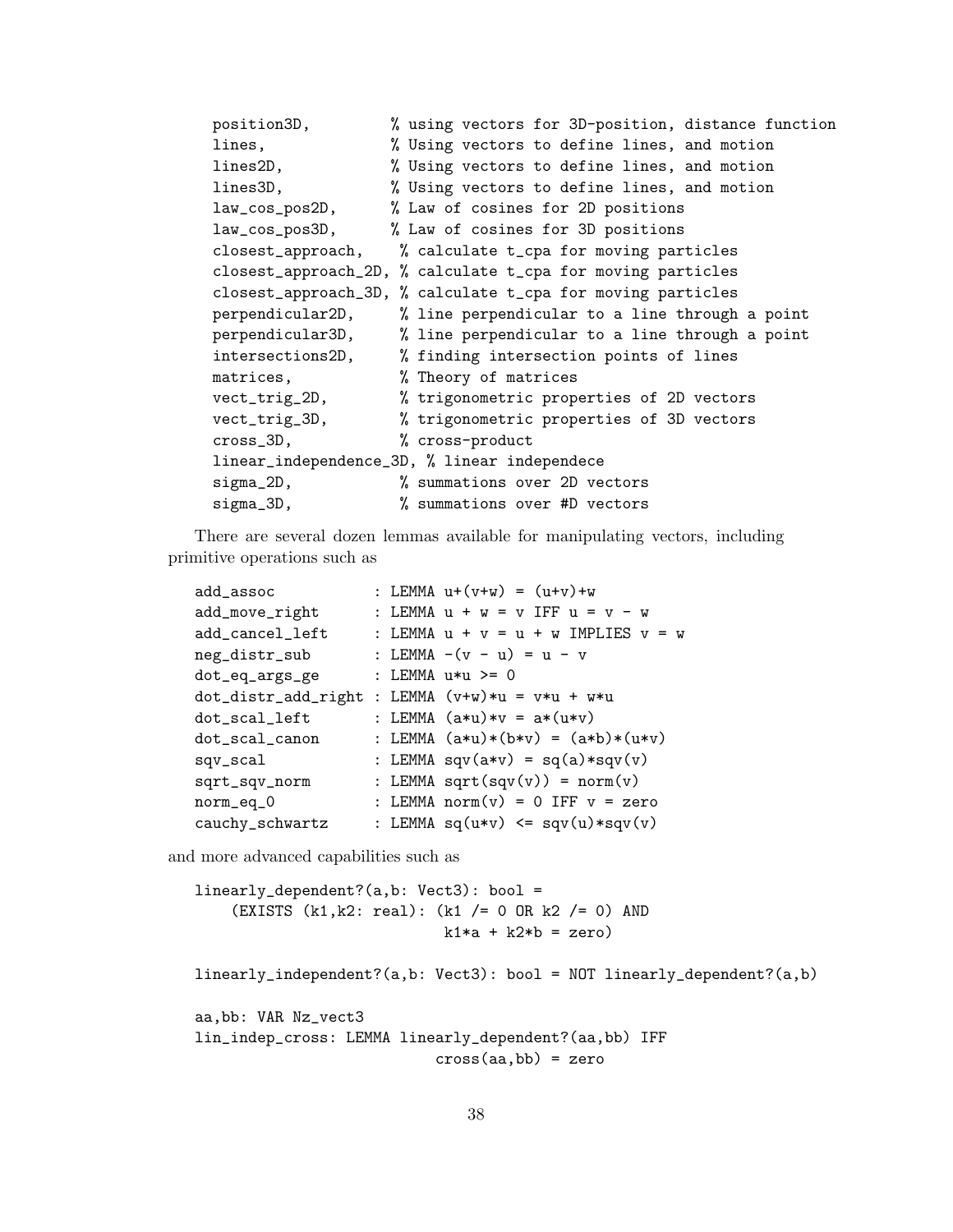```
  position3D,         % using vectors for 3D-position, distance function
  lines,              % Using vectors to define lines, and motion
  lines2D,            % Using vectors to define lines, and motion
  lines3D,            % Using vectors to define lines, and motion
  law_cos_pos2D,      % Law of cosines for 2D positions
  law_cos_pos3D,      % Law of cosines for 3D positions
  closest_approach,    % calculate t_cpa for moving particles
  closest_approach_2D, % calculate t_cpa for moving particles
  closest_approach_3D, % calculate t_cpa for moving particles
  perpendicular2D,     % line perpendicular to a line through a point
  perpendicular3D,     % line perpendicular to a line through a point
  intersections2D,     % finding intersection points of lines
  matrices,           % Theory of matrices
  vect_trig_2D,        % trigonometric properties of 2D vectors
  vect_trig_3D,        % trigonometric properties of 3D vectors
  cross_3D,           % cross-product
  linear_independence_3D, % linear independece
  sigma_2D,           % summations over 2D vectors
  sigma_3D,           % summations over #D vectors
```

There are several dozen lemmas available for manipulating vectors, including primitive operations such as

```
add_assoc           : LEMMA u+(v+w) = (u+v)+w
add_move_right      : LEMMA u + w = v IFF u = v - w
add_cancel_left     : LEMMA u + v = u + w IMPLIES v = w
neg_distr_sub       : LEMMA -(v - u) = u - v
dot_eq_args_ge      : LEMMA u*u >= 0
dot_distr_add_right : LEMMA (v+w)*u = v*u + w*u
dot_scal_left       : LEMMA (a*u)*v = a*(u*v)
dot_scal_canon      : LEMMA (a*u)*(b*v) = (a*b)*(u*v)
sqv_scal            : LEMMA sqv(a*v) = sq(a)*sqv(v)
sqrt_sqv_norm       : LEMMA sqrt(sqv(v)) = norm(v)
norm_eq_0           : LEMMA norm(v) = 0 IFF v = zero
cauchy_schwartz     : LEMMA sq(u*v) <= sqv(u)*sqv(v)
```

and more advanced capabilities such as

```
linearly_dependent?(a,b: Vect3): bool =
    (EXISTS (k1,k2: real): (k1 /= 0 OR k2 /= 0) AND
                           k1*a + k2*b = zero)

linearly_independent?(a,b: Vect3): bool = NOT linearly_dependent?(a,b)

aa,bb: VAR Nz_vect3
lin_indep_cross: LEMMA linearly_dependent?(aa,bb) IFF
                        cross(aa,bb) = zero
```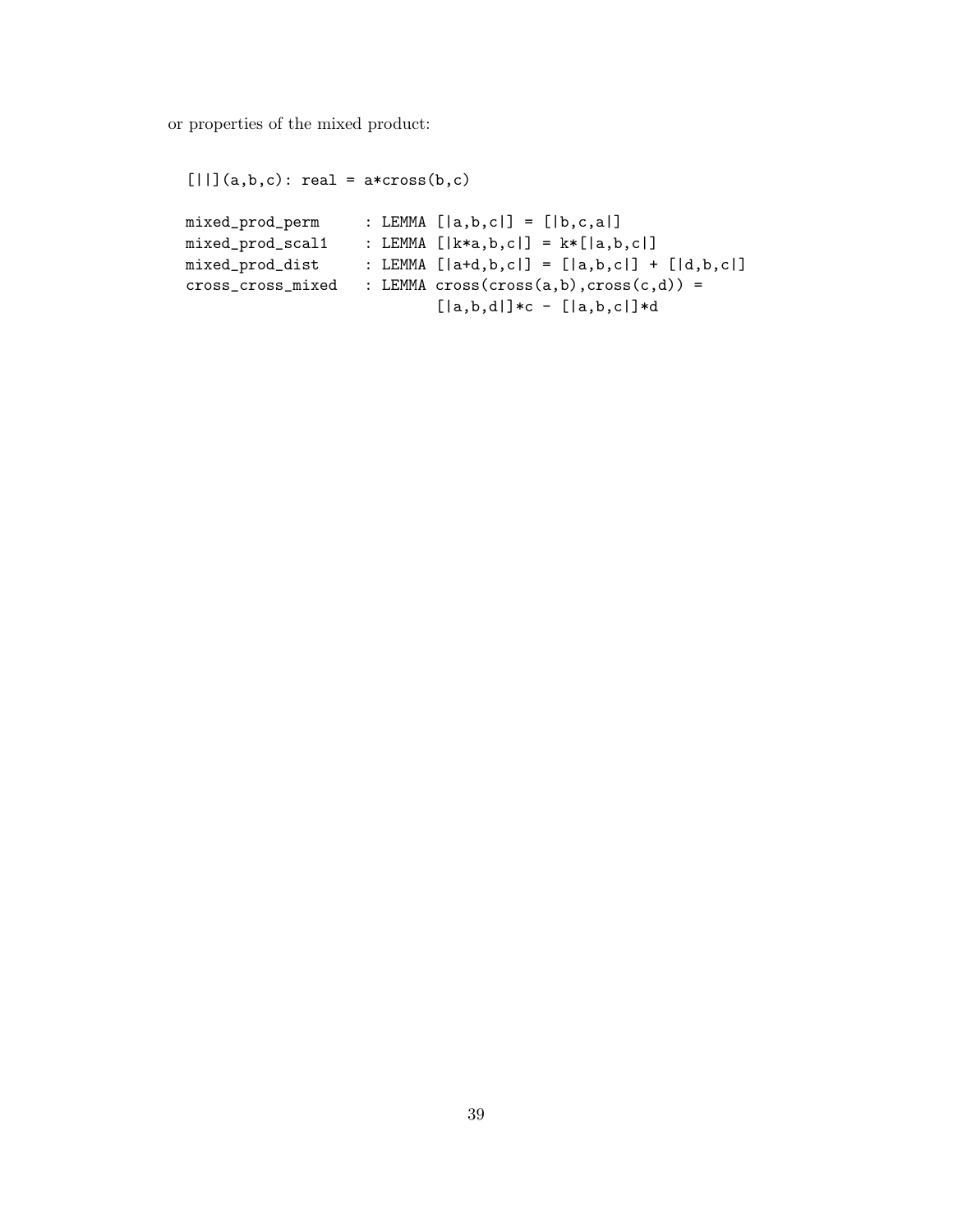or properties of the mixed product:

```
[||](a,b,c): real = a*cross(b,c)

mixed_prod_perm     : LEMMA [|a,b,c|] = [|b,c,a|]
mixed_prod_scal1    : LEMMA [|k*a,b,c|] = k*[|a,b,c|]
mixed_prod_dist     : LEMMA [|a+d,b,c|] = [|a,b,c|] + [|d,b,c|]
cross_cross_mixed   : LEMMA cross(cross(a,b),cross(c,d)) =
                            [|a,b,d|]*c - [|a,b,c|]*d
```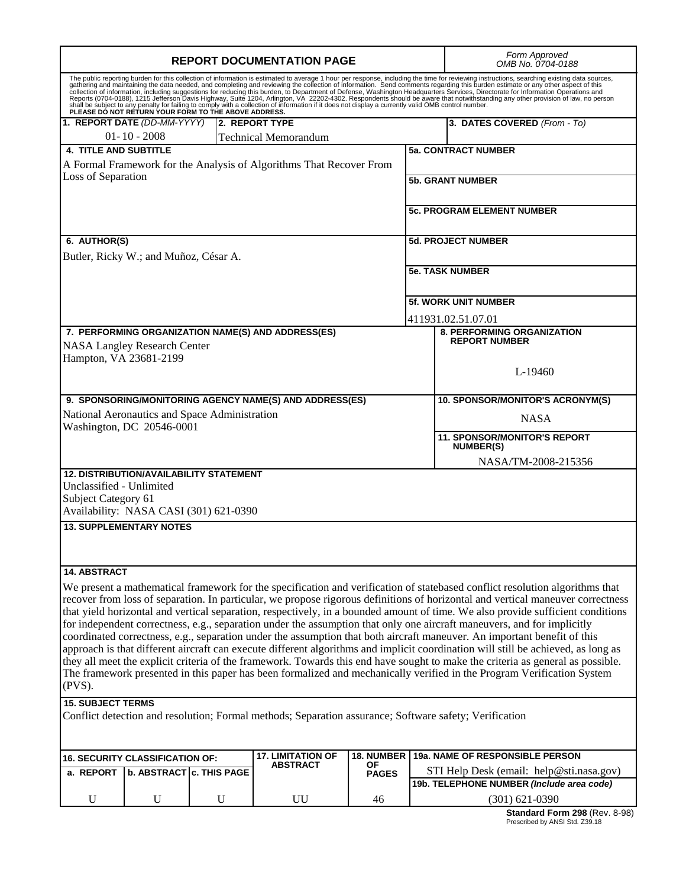# REPORT DOCUMENTATION PAGE

*Form Approved*
*OMB No. 0704-0188*

The public reporting burden for this collection of information is estimated to average 1 hour per response, including the time for reviewing instructions, searching existing data sources, gathering and maintaining the data needed, and completing and reviewing the collection of information. Send comments regarding this burden estimate or any other aspect of this collection of information, including suggestions for reducing this burden, to Department of Defense, Washington Headquarters Services, Directorate for Information Operations and Reports (0704-0188), 1215 Jefferson Davis Highway, Suite 1204, Arlington, VA 22202-4302. Respondents should be aware that notwithstanding any other provision of law, no person shall be subject to any penalty for failing to comply with a collection of information if it does not display a currently valid OMB control number.
**PLEASE DO NOT RETURN YOUR FORM TO THE ABOVE ADDRESS.**

| | | |
|---|---|---|
| **1. REPORT DATE** *(DD-MM-YYYY)* | **2. REPORT TYPE** | **3. DATES COVERED** *(From - To)* |
| 01- 10 - 2008 | Technical Memorandum | |

**4. TITLE AND SUBTITLE**
A Formal Framework for the Analysis of Algorithms That Recover From Loss of Separation

**5a. CONTRACT NUMBER**

**5b. GRANT NUMBER**

**5c. PROGRAM ELEMENT NUMBER**

**6. AUTHOR(S)**
Butler, Ricky W.; and Muñoz, César A.

**5d. PROJECT NUMBER**

**5e. TASK NUMBER**

**5f. WORK UNIT NUMBER**
411931.02.51.07.01

**7. PERFORMING ORGANIZATION NAME(S) AND ADDRESS(ES)**
NASA Langley Research Center
Hampton, VA 23681-2199

**8. PERFORMING ORGANIZATION REPORT NUMBER**
L-19460

**9. SPONSORING/MONITORING AGENCY NAME(S) AND ADDRESS(ES)**
National Aeronautics and Space Administration
Washington, DC 20546-0001

**10. SPONSOR/MONITOR'S ACRONYM(S)**
NASA

**11. SPONSOR/MONITOR'S REPORT NUMBER(S)**
NASA/TM-2008-215356

**12. DISTRIBUTION/AVAILABILITY STATEMENT**
Unclassified - Unlimited
Subject Category 61
Availability: NASA CASI (301) 621-0390

**13. SUPPLEMENTARY NOTES**

**14. ABSTRACT**
We present a mathematical framework for the specification and verification of statebased conflict resolution algorithms that recover from loss of separation. In particular, we propose rigorous definitions of horizontal and vertical maneuver correctness that yield horizontal and vertical separation, respectively, in a bounded amount of time. We also provide sufficient conditions for independent correctness, e.g., separation under the assumption that only one aircraft maneuvers, and for implicitly coordinated correctness, e.g., separation under the assumption that both aircraft maneuver. An important benefit of this approach is that different aircraft can execute different algorithms and implicit coordination will still be achieved, as long as they all meet the explicit criteria of the framework. Towards this end have sought to make the criteria as general as possible. The framework presented in this paper has been formalized and mechanically verified in the Program Verification System (PVS).

**15. SUBJECT TERMS**
Conflict detection and resolution; Formal methods; Separation assurance; Software safety; Verification

| **16. SECURITY CLASSIFICATION OF:** | | | **17. LIMITATION OF ABSTRACT** | **18. NUMBER OF PAGES** | **19a. NAME OF RESPONSIBLE PERSON** |
|---|---|---|---|---|---|
| **a. REPORT** | **b. ABSTRACT** | **c. THIS PAGE** | | | STI Help Desk (email: help@sti.nasa.gov) |
| | | | | | **19b. TELEPHONE NUMBER** *(Include area code)* |
| U | U | U | UU | 46 | (301) 621-0390 |

**Standard Form 298** (Rev. 8-98)
Prescribed by ANSI Std. Z39.18